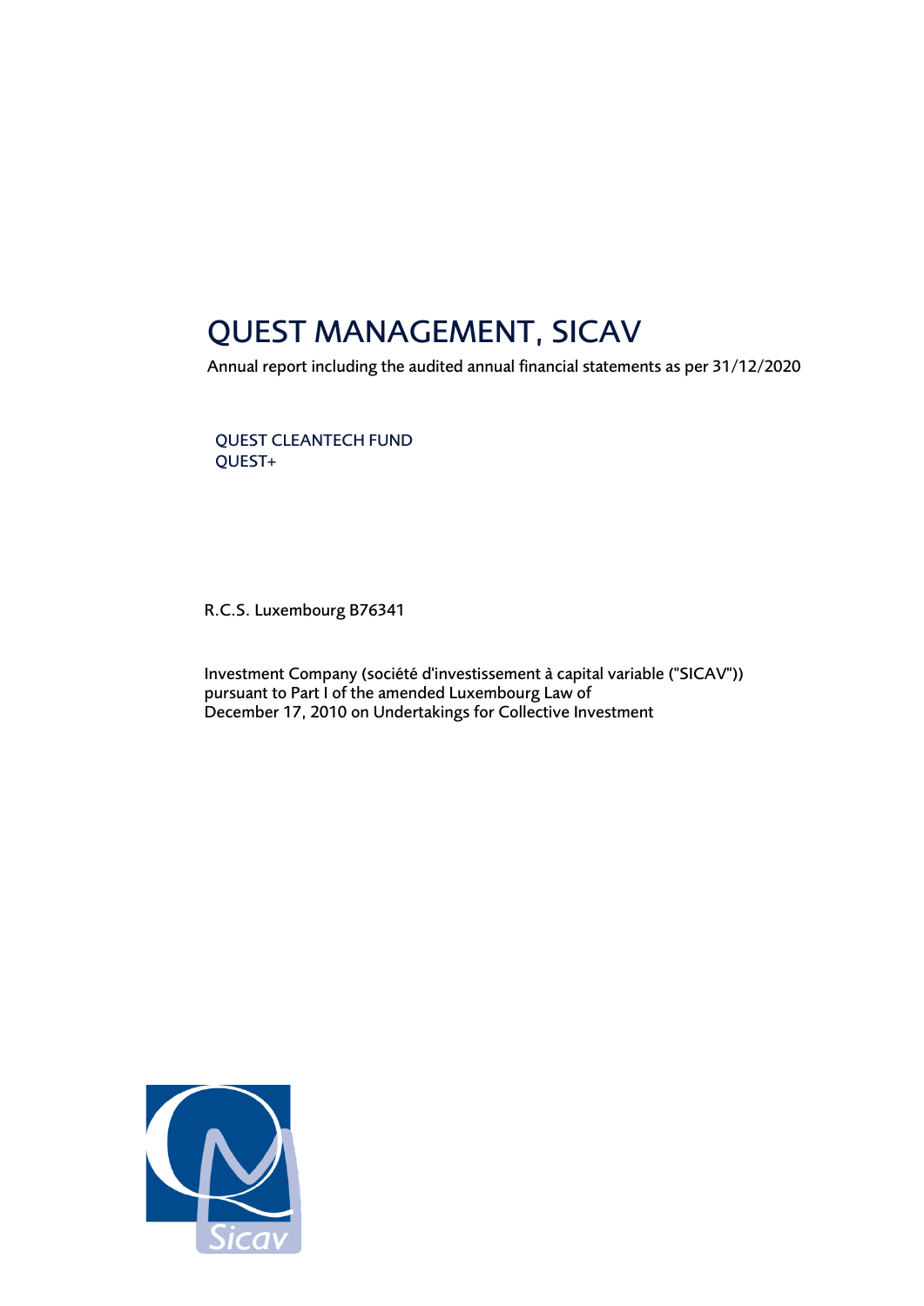# QUEST MANAGEMENT, SICAV

Annual report including the audited annual financial statements as per 31/12/2020

QUEST CLEANTECH FUND
QUEST+

R.C.S. Luxembourg B76341

Investment Company (société d'investissement à capital variable ("SICAV"))
pursuant to Part I of the amended Luxembourg Law of
December 17, 2010 on Undertakings for Collective Investment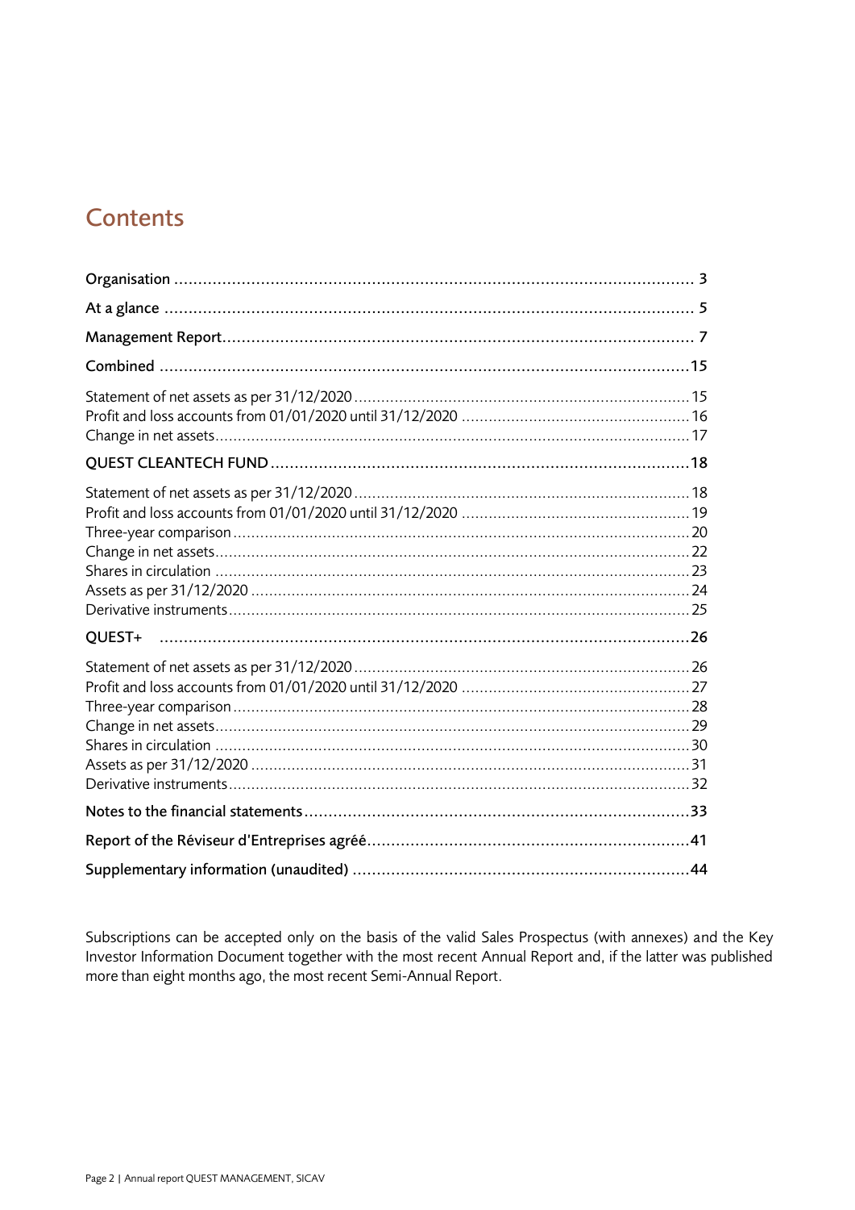# Contents

| | |
|---|---|
| **Organisation** | **3** |
| **At a glance** | **5** |
| **Management Report** | **7** |
| **Combined** | **15** |
| Statement of net assets as per 31/12/2020 | 15 |
| Profit and loss accounts from 01/01/2020 until 31/12/2020 | 16 |
| Change in net assets | 17 |
| **QUEST CLEANTECH FUND** | **18** |
| Statement of net assets as per 31/12/2020 | 18 |
| Profit and loss accounts from 01/01/2020 until 31/12/2020 | 19 |
| Three-year comparison | 20 |
| Change in net assets | 22 |
| Shares in circulation | 23 |
| Assets as per 31/12/2020 | 24 |
| Derivative instruments | 25 |
| **QUEST+** | **26** |
| Statement of net assets as per 31/12/2020 | 26 |
| Profit and loss accounts from 01/01/2020 until 31/12/2020 | 27 |
| Three-year comparison | 28 |
| Change in net assets | 29 |
| Shares in circulation | 30 |
| Assets as per 31/12/2020 | 31 |
| Derivative instruments | 32 |
| **Notes to the financial statements** | **33** |
| **Report of the Réviseur d'Entreprises agréé** | **41** |
| **Supplementary information (unaudited)** | **44** |

Subscriptions can be accepted only on the basis of the valid Sales Prospectus (with annexes) and the Key Investor Information Document together with the most recent Annual Report and, if the latter was published more than eight months ago, the most recent Semi-Annual Report.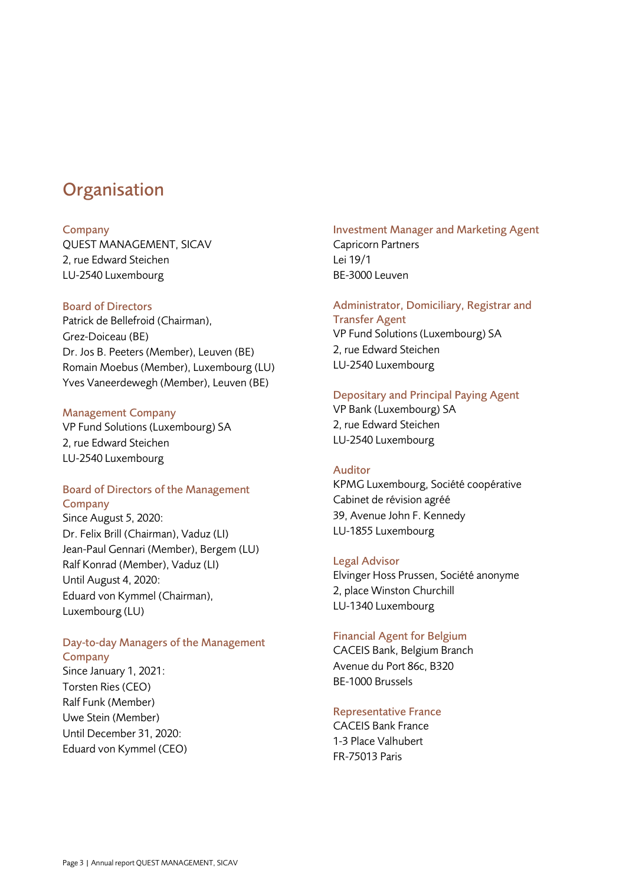# Organisation

## Company

QUEST MANAGEMENT, SICAV
2, rue Edward Steichen
LU-2540 Luxembourg

## Board of Directors

Patrick de Bellefroid (Chairman), Grez-Doiceau (BE)
Dr. Jos B. Peeters (Member), Leuven (BE)
Romain Moebus (Member), Luxembourg (LU)
Yves Vaneerdewegh (Member), Leuven (BE)

## Management Company

VP Fund Solutions (Luxembourg) SA
2, rue Edward Steichen
LU-2540 Luxembourg

## Board of Directors of the Management Company

Since August 5, 2020:
Dr. Felix Brill (Chairman), Vaduz (LI)
Jean-Paul Gennari (Member), Bergem (LU)
Ralf Konrad (Member), Vaduz (LI)
Until August 4, 2020:
Eduard von Kymmel (Chairman), Luxembourg (LU)

## Day-to-day Managers of the Management Company

Since January 1, 2021:
Torsten Ries (CEO)
Ralf Funk (Member)
Uwe Stein (Member)
Until December 31, 2020:
Eduard von Kymmel (CEO)

## Investment Manager and Marketing Agent

Capricorn Partners
Lei 19/1
BE-3000 Leuven

## Administrator, Domiciliary, Registrar and Transfer Agent

VP Fund Solutions (Luxembourg) SA
2, rue Edward Steichen
LU-2540 Luxembourg

## Depositary and Principal Paying Agent

VP Bank (Luxembourg) SA
2, rue Edward Steichen
LU-2540 Luxembourg

## Auditor

KPMG Luxembourg, Société coopérative
Cabinet de révision agréé
39, Avenue John F. Kennedy
LU-1855 Luxembourg

## Legal Advisor

Elvinger Hoss Prussen, Société anonyme
2, place Winston Churchill
LU-1340 Luxembourg

## Financial Agent for Belgium

CACEIS Bank, Belgium Branch
Avenue du Port 86c, B320
BE-1000 Brussels

## Representative France

CACEIS Bank France
1-3 Place Valhubert
FR-75013 Paris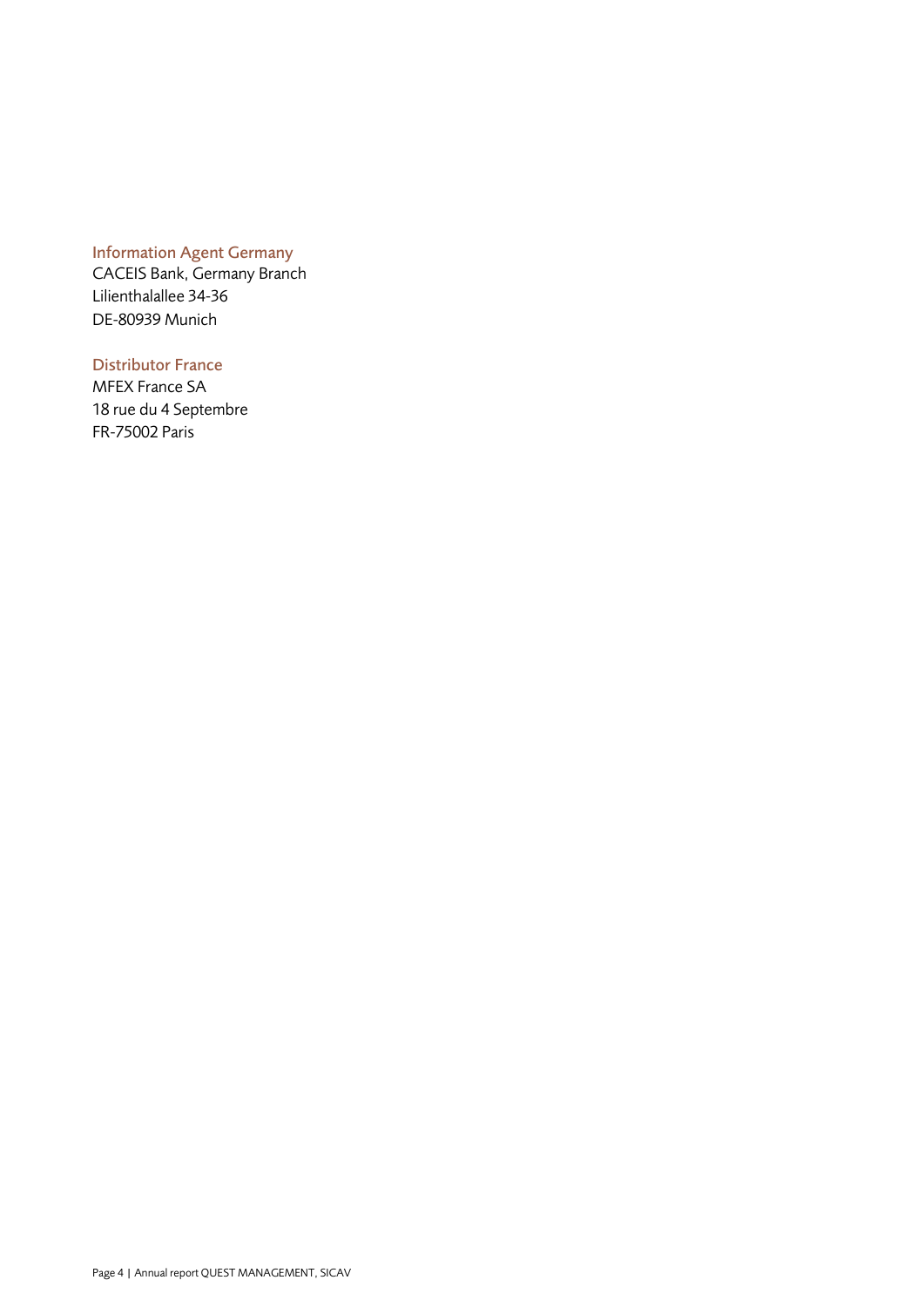#### Information Agent Germany

CACEIS Bank, Germany Branch
Lilienthalallee 34-36
DE-80939 Munich

#### Distributor France

MFEX France SA
18 rue du 4 Septembre
FR-75002 Paris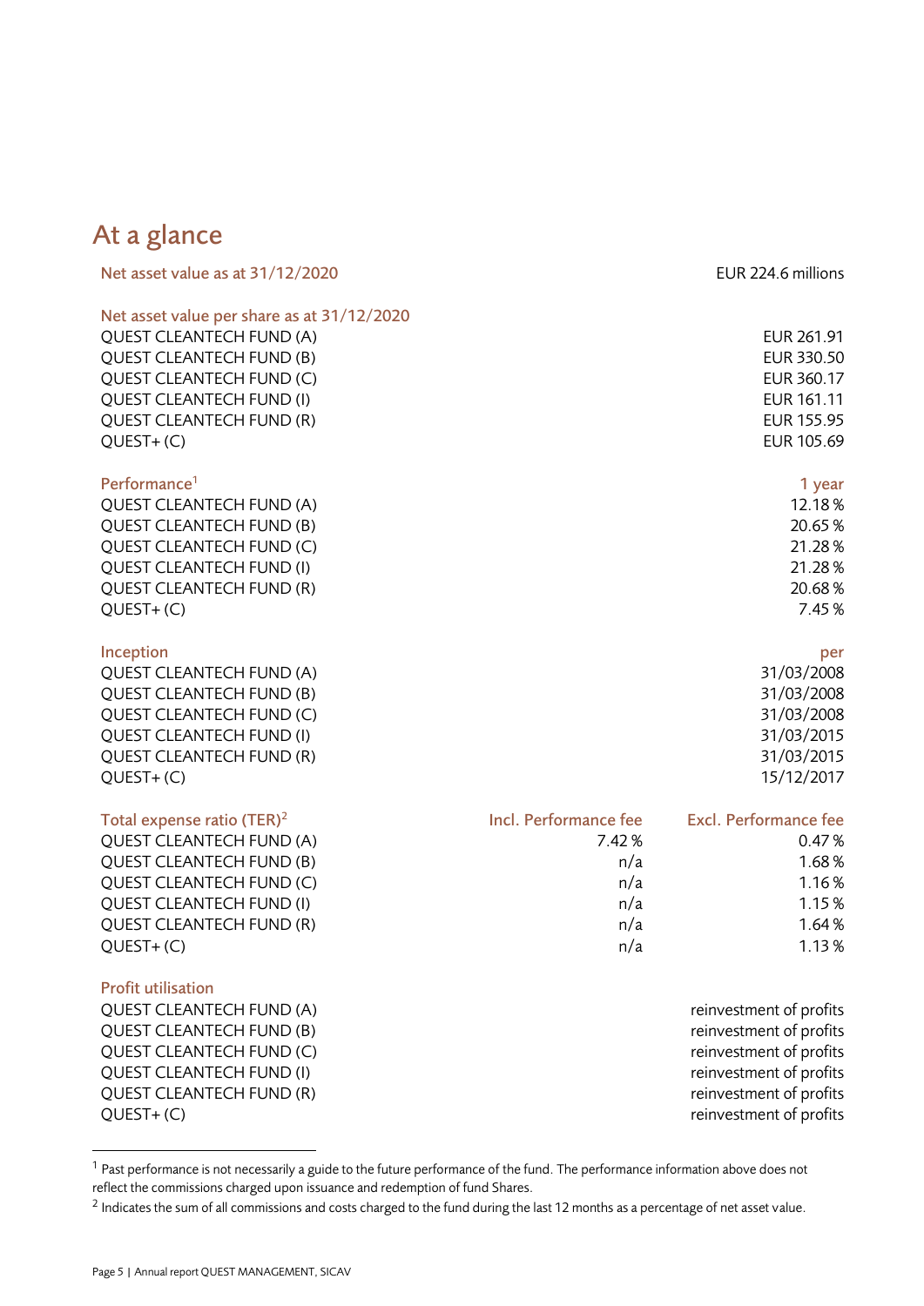# At a glance

| Net asset value as at 31/12/2020 | | EUR 224.6 millions |
|---|---|---|
| | | |
| **Net asset value per share as at 31/12/2020** | | |
| QUEST CLEANTECH FUND (A) | | EUR 261.91 |
| QUEST CLEANTECH FUND (B) | | EUR 330.50 |
| QUEST CLEANTECH FUND (C) | | EUR 360.17 |
| QUEST CLEANTECH FUND (I) | | EUR 161.11 |
| QUEST CLEANTECH FUND (R) | | EUR 155.95 |
| QUEST+ (C) | | EUR 105.69 |
| | | |
| **Performance**[1] | | **1 year** |
| QUEST CLEANTECH FUND (A) | | 12.18 % |
| QUEST CLEANTECH FUND (B) | | 20.65 % |
| QUEST CLEANTECH FUND (C) | | 21.28 % |
| QUEST CLEANTECH FUND (I) | | 21.28 % |
| QUEST CLEANTECH FUND (R) | | 20.68 % |
| QUEST+ (C) | | 7.45 % |
| | | |
| **Inception** | | **per** |
| QUEST CLEANTECH FUND (A) | | 31/03/2008 |
| QUEST CLEANTECH FUND (B) | | 31/03/2008 |
| QUEST CLEANTECH FUND (C) | | 31/03/2008 |
| QUEST CLEANTECH FUND (I) | | 31/03/2015 |
| QUEST CLEANTECH FUND (R) | | 31/03/2015 |
| QUEST+ (C) | | 15/12/2017 |
| | | |
| **Total expense ratio (TER)**[2] | **Incl. Performance fee** | **Excl. Performance fee** |
| QUEST CLEANTECH FUND (A) | 7.42 % | 0.47 % |
| QUEST CLEANTECH FUND (B) | n/a | 1.68 % |
| QUEST CLEANTECH FUND (C) | n/a | 1.16 % |
| QUEST CLEANTECH FUND (I) | n/a | 1.15 % |
| QUEST CLEANTECH FUND (R) | n/a | 1.64 % |
| QUEST+ (C) | n/a | 1.13 % |
| | | |
| **Profit utilisation** | | |
| QUEST CLEANTECH FUND (A) | | reinvestment of profits |
| QUEST CLEANTECH FUND (B) | | reinvestment of profits |
| QUEST CLEANTECH FUND (C) | | reinvestment of profits |
| QUEST CLEANTECH FUND (I) | | reinvestment of profits |
| QUEST CLEANTECH FUND (R) | | reinvestment of profits |
| QUEST+ (C) | | reinvestment of profits |

[1] Past performance is not necessarily a guide to the future performance of the fund. The performance information above does not reflect the commissions charged upon issuance and redemption of fund Shares.

[2] Indicates the sum of all commissions and costs charged to the fund during the last 12 months as a percentage of net asset value.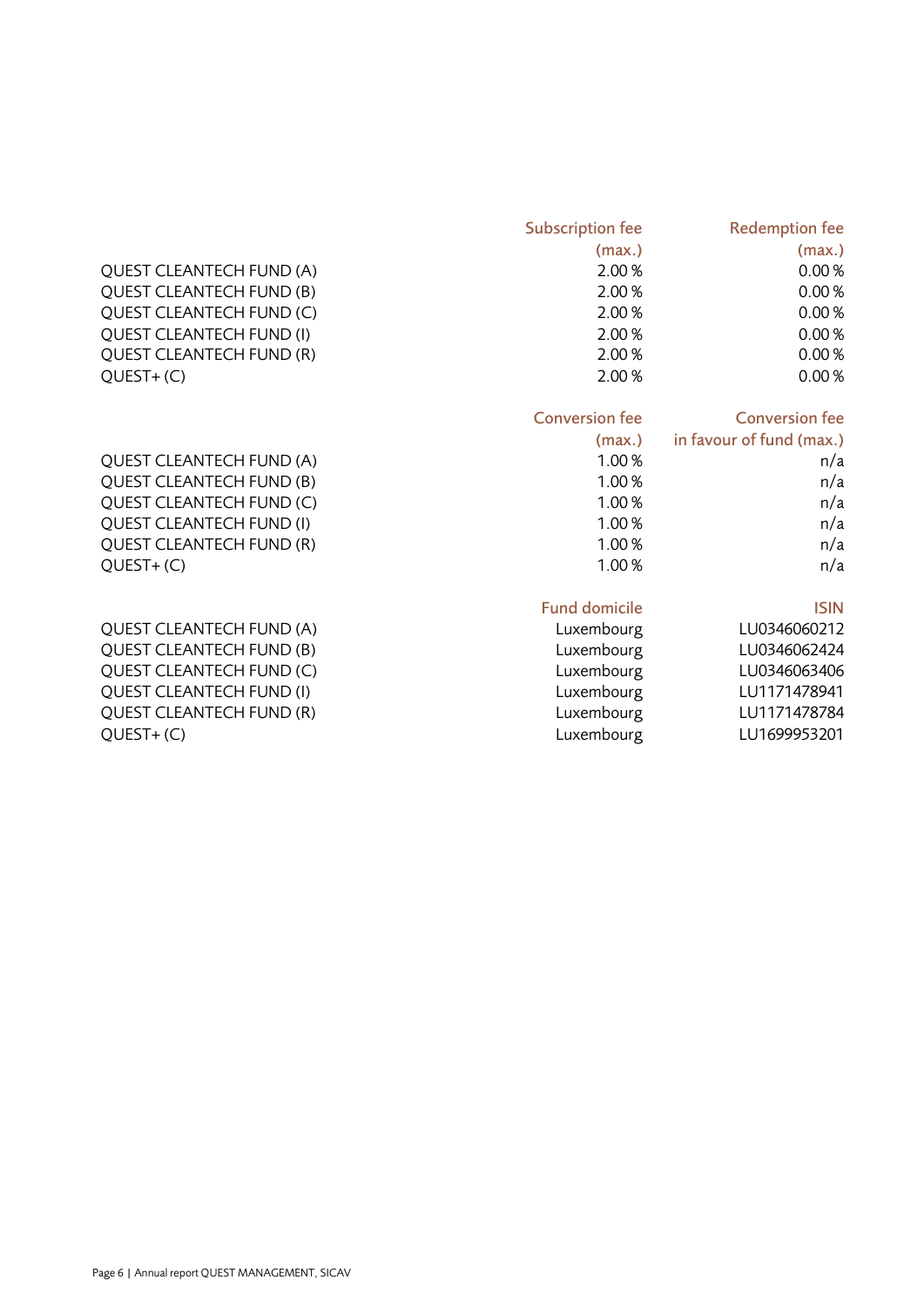| | Subscription fee (max.) | Redemption fee (max.) |
|---|---:|---:|
| QUEST CLEANTECH FUND (A) | 2.00 % | 0.00 % |
| QUEST CLEANTECH FUND (B) | 2.00 % | 0.00 % |
| QUEST CLEANTECH FUND (C) | 2.00 % | 0.00 % |
| QUEST CLEANTECH FUND (I) | 2.00 % | 0.00 % |
| QUEST CLEANTECH FUND (R) | 2.00 % | 0.00 % |
| QUEST+ (C) | 2.00 % | 0.00 % |

| | Conversion fee (max.) | Conversion fee in favour of fund (max.) |
|---|---:|---:|
| QUEST CLEANTECH FUND (A) | 1.00 % | n/a |
| QUEST CLEANTECH FUND (B) | 1.00 % | n/a |
| QUEST CLEANTECH FUND (C) | 1.00 % | n/a |
| QUEST CLEANTECH FUND (I) | 1.00 % | n/a |
| QUEST CLEANTECH FUND (R) | 1.00 % | n/a |
| QUEST+ (C) | 1.00 % | n/a |

| | Fund domicile | ISIN |
|---|---:|---:|
| QUEST CLEANTECH FUND (A) | Luxembourg | LU0346060212 |
| QUEST CLEANTECH FUND (B) | Luxembourg | LU0346062424 |
| QUEST CLEANTECH FUND (C) | Luxembourg | LU0346063406 |
| QUEST CLEANTECH FUND (I) | Luxembourg | LU1171478941 |
| QUEST CLEANTECH FUND (R) | Luxembourg | LU1171478784 |
| QUEST+ (C) | Luxembourg | LU1699953201 |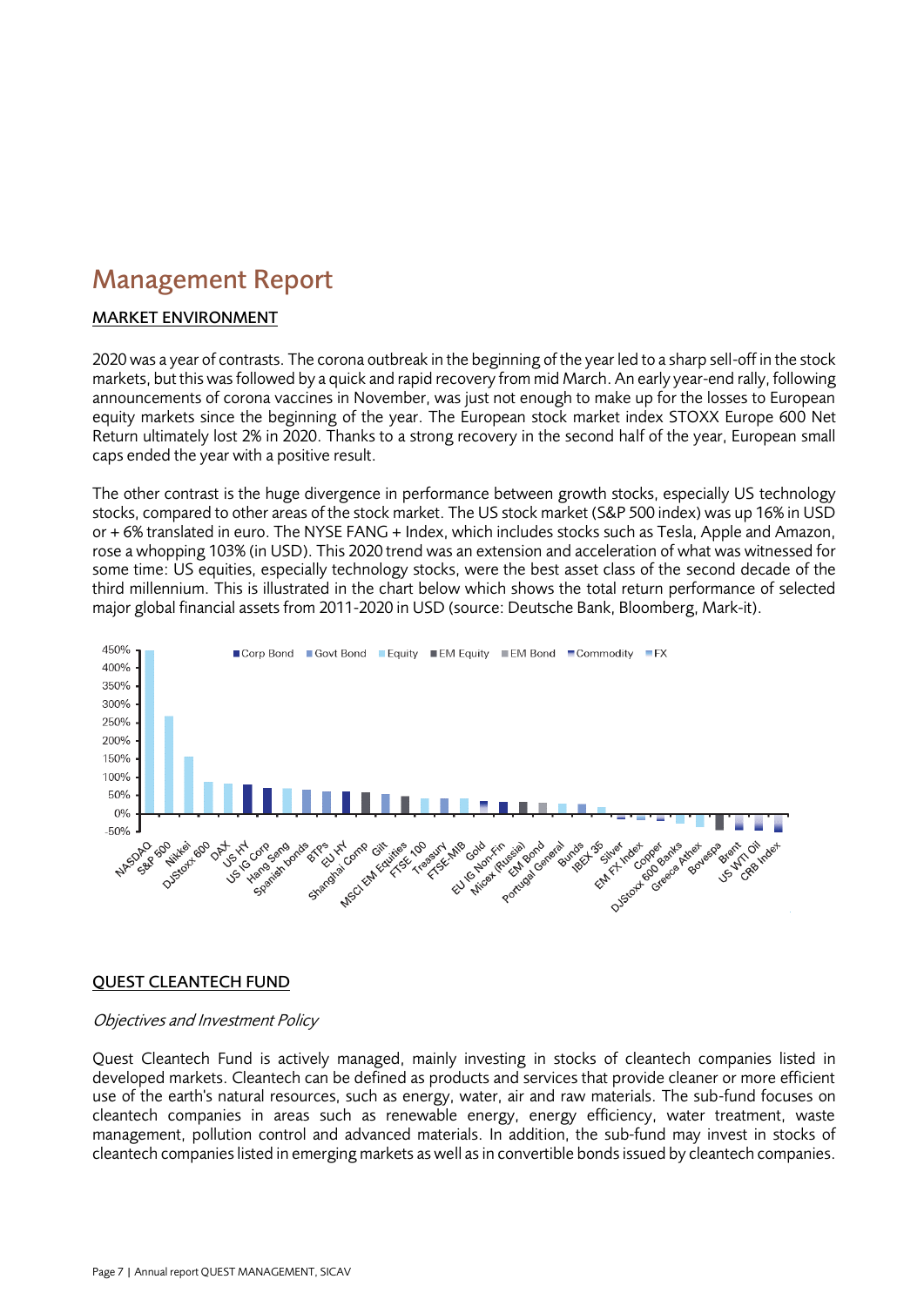# Management Report

## MARKET ENVIRONMENT

2020 was a year of contrasts. The corona outbreak in the beginning of the year led to a sharp sell-off in the stock markets, but this was followed by a quick and rapid recovery from mid March. An early year-end rally, following announcements of corona vaccines in November, was just not enough to make up for the losses to European equity markets since the beginning of the year. The European stock market index STOXX Europe 600 Net Return ultimately lost 2% in 2020. Thanks to a strong recovery in the second half of the year, European small caps ended the year with a positive result.

The other contrast is the huge divergence in performance between growth stocks, especially US technology stocks, compared to other areas of the stock market. The US stock market (S&P 500 index) was up 16% in USD or + 6% translated in euro. The NYSE FANG + Index, which includes stocks such as Tesla, Apple and Amazon, rose a whopping 103% (in USD). This 2020 trend was an extension and acceleration of what was witnessed for some time: US equities, especially technology stocks, were the best asset class of the second decade of the third millennium. This is illustrated in the chart below which shows the total return performance of selected major global financial assets from 2011-2020 in USD (source: Deutsche Bank, Bloomberg, Mark-it).

## QUEST CLEANTECH FUND

*Objectives and Investment Policy*

Quest Cleantech Fund is actively managed, mainly investing in stocks of cleantech companies listed in developed markets. Cleantech can be defined as products and services that provide cleaner or more efficient use of the earth's natural resources, such as energy, water, air and raw materials. The sub-fund focuses on cleantech companies in areas such as renewable energy, energy efficiency, water treatment, waste management, pollution control and advanced materials. In addition, the sub-fund may invest in stocks of cleantech companies listed in emerging markets as well as in convertible bonds issued by cleantech companies.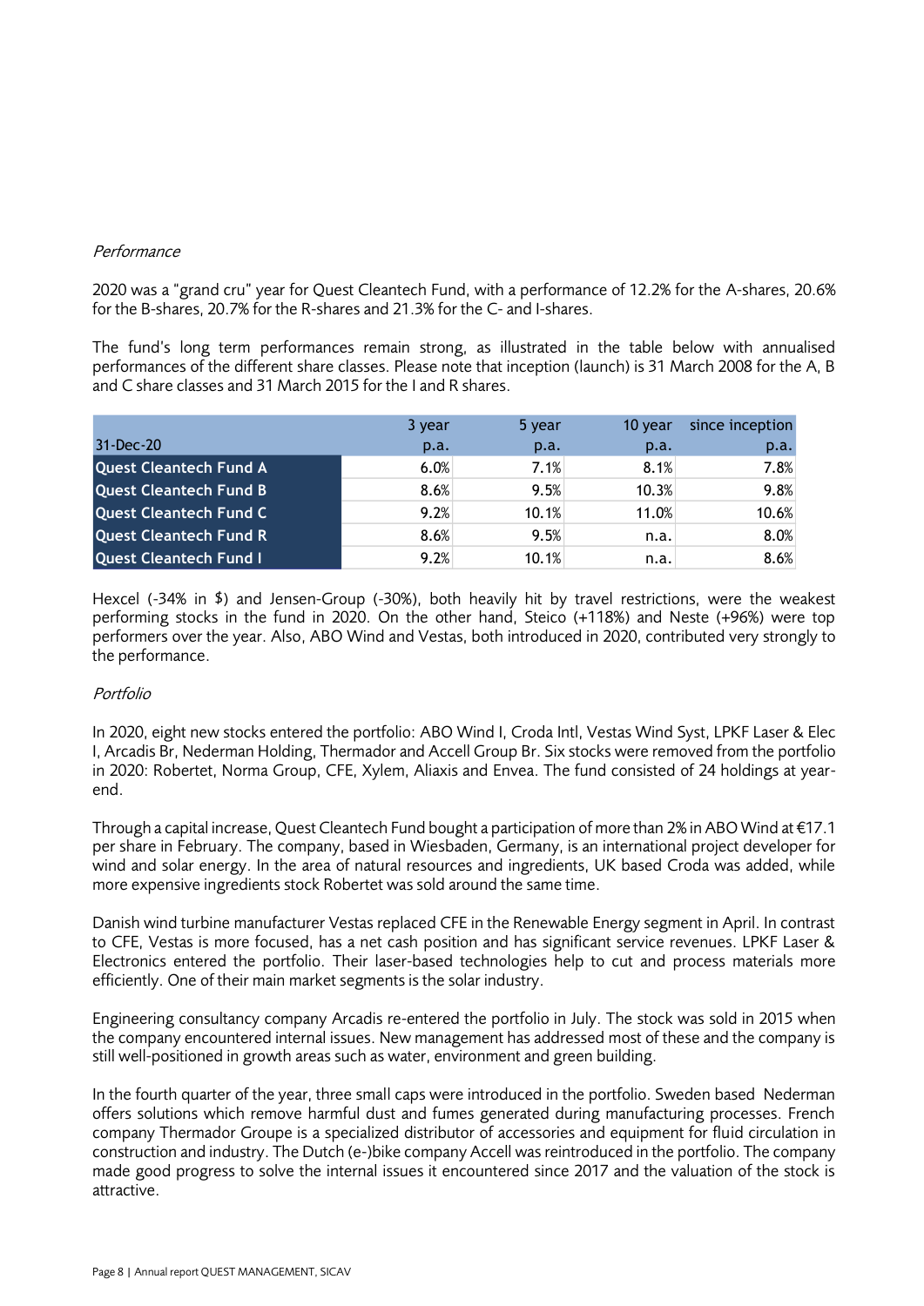*Performance*

2020 was a "grand cru" year for Quest Cleantech Fund, with a performance of 12.2% for the A-shares, 20.6% for the B-shares, 20.7% for the R-shares and 21.3% for the C- and I-shares.

The fund's long term performances remain strong, as illustrated in the table below with annualised performances of the different share classes. Please note that inception (launch) is 31 March 2008 for the A, B and C share classes and 31 March 2015 for the I and R shares.

| 31-Dec-20 | 3 year p.a. | 5 year p.a. | 10 year p.a. | since inception p.a. |
|---|---|---|---|---|
| **Quest Cleantech Fund A** | 6.0% | 7.1% | 8.1% | 7.8% |
| **Quest Cleantech Fund B** | 8.6% | 9.5% | 10.3% | 9.8% |
| **Quest Cleantech Fund C** | 9.2% | 10.1% | 11.0% | 10.6% |
| **Quest Cleantech Fund R** | 8.6% | 9.5% | n.a. | 8.0% |
| **Quest Cleantech Fund I** | 9.2% | 10.1% | n.a. | 8.6% |

Hexcel (-34% in $) and Jensen-Group (-30%), both heavily hit by travel restrictions, were the weakest performing stocks in the fund in 2020. On the other hand, Steico (+118%) and Neste (+96%) were top performers over the year. Also, ABO Wind and Vestas, both introduced in 2020, contributed very strongly to the performance.

*Portfolio*

In 2020, eight new stocks entered the portfolio: ABO Wind I, Croda Intl, Vestas Wind Syst, LPKF Laser & Elec I, Arcadis Br, Nederman Holding, Thermador and Accell Group Br. Six stocks were removed from the portfolio in 2020: Robertet, Norma Group, CFE, Xylem, Aliaxis and Envea. The fund consisted of 24 holdings at year-end.

Through a capital increase, Quest Cleantech Fund bought a participation of more than 2% in ABO Wind at €17.1 per share in February. The company, based in Wiesbaden, Germany, is an international project developer for wind and solar energy. In the area of natural resources and ingredients, UK based Croda was added, while more expensive ingredients stock Robertet was sold around the same time.

Danish wind turbine manufacturer Vestas replaced CFE in the Renewable Energy segment in April. In contrast to CFE, Vestas is more focused, has a net cash position and has significant service revenues. LPKF Laser & Electronics entered the portfolio. Their laser-based technologies help to cut and process materials more efficiently. One of their main market segments is the solar industry.

Engineering consultancy company Arcadis re-entered the portfolio in July. The stock was sold in 2015 when the company encountered internal issues. New management has addressed most of these and the company is still well-positioned in growth areas such as water, environment and green building.

In the fourth quarter of the year, three small caps were introduced in the portfolio. Sweden based Nederman offers solutions which remove harmful dust and fumes generated during manufacturing processes. French company Thermador Groupe is a specialized distributor of accessories and equipment for fluid circulation in construction and industry. The Dutch (e-)bike company Accell was reintroduced in the portfolio. The company made good progress to solve the internal issues it encountered since 2017 and the valuation of the stock is attractive.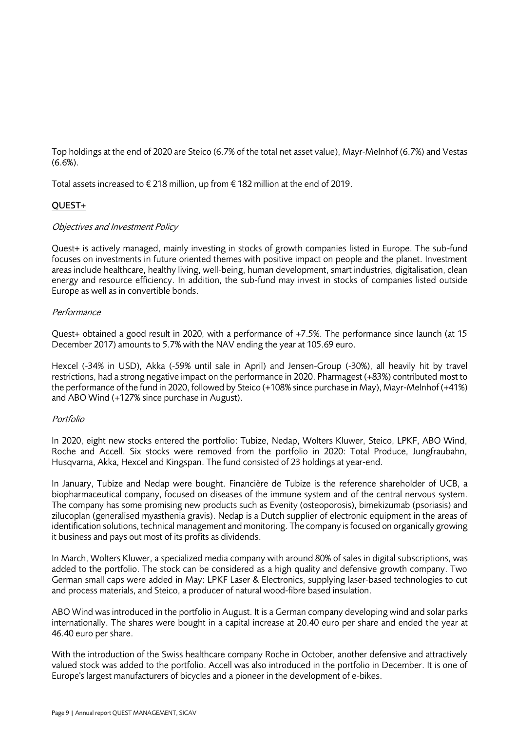Top holdings at the end of 2020 are Steico (6.7% of the total net asset value), Mayr-Melnhof (6.7%) and Vestas (6.6%).

Total assets increased to € 218 million, up from € 182 million at the end of 2019.

## QUEST+

### *Objectives and Investment Policy*

Quest+ is actively managed, mainly investing in stocks of growth companies listed in Europe. The sub-fund focuses on investments in future oriented themes with positive impact on people and the planet. Investment areas include healthcare, healthy living, well-being, human development, smart industries, digitalisation, clean energy and resource efficiency. In addition, the sub-fund may invest in stocks of companies listed outside Europe as well as in convertible bonds.

### *Performance*

Quest+ obtained a good result in 2020, with a performance of +7.5%. The performance since launch (at 15 December 2017) amounts to 5.7% with the NAV ending the year at 105.69 euro.

Hexcel (-34% in USD), Akka (-59% until sale in April) and Jensen-Group (-30%), all heavily hit by travel restrictions, had a strong negative impact on the performance in 2020. Pharmagest (+83%) contributed most to the performance of the fund in 2020, followed by Steico (+108% since purchase in May), Mayr-Melnhof (+41%) and ABO Wind (+127% since purchase in August).

### *Portfolio*

In 2020, eight new stocks entered the portfolio: Tubize, Nedap, Wolters Kluwer, Steico, LPKF, ABO Wind, Roche and Accell. Six stocks were removed from the portfolio in 2020: Total Produce, Jungfraubahn, Husqvarna, Akka, Hexcel and Kingspan. The fund consisted of 23 holdings at year-end.

In January, Tubize and Nedap were bought. Financière de Tubize is the reference shareholder of UCB, a biopharmaceutical company, focused on diseases of the immune system and of the central nervous system. The company has some promising new products such as Evenity (osteoporosis), bimekizumab (psoriasis) and zilucoplan (generalised myasthenia gravis). Nedap is a Dutch supplier of electronic equipment in the areas of identification solutions, technical management and monitoring. The company is focused on organically growing it business and pays out most of its profits as dividends.

In March, Wolters Kluwer, a specialized media company with around 80% of sales in digital subscriptions, was added to the portfolio. The stock can be considered as a high quality and defensive growth company. Two German small caps were added in May: LPKF Laser & Electronics, supplying laser-based technologies to cut and process materials, and Steico, a producer of natural wood-fibre based insulation.

ABO Wind was introduced in the portfolio in August. It is a German company developing wind and solar parks internationally. The shares were bought in a capital increase at 20.40 euro per share and ended the year at 46.40 euro per share.

With the introduction of the Swiss healthcare company Roche in October, another defensive and attractively valued stock was added to the portfolio. Accell was also introduced in the portfolio in December. It is one of Europe's largest manufacturers of bicycles and a pioneer in the development of e-bikes.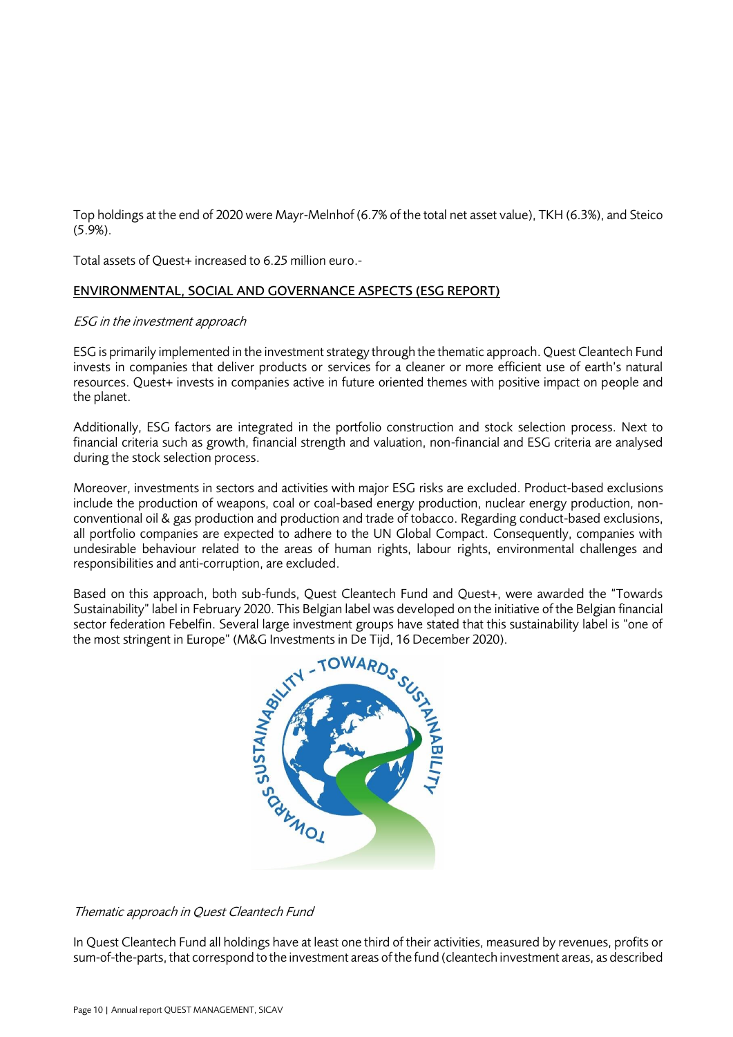Top holdings at the end of 2020 were Mayr-Melnhof (6.7% of the total net asset value), TKH (6.3%), and Steico (5.9%).

Total assets of Quest+ increased to 6.25 million euro.-

## ENVIRONMENTAL, SOCIAL AND GOVERNANCE ASPECTS (ESG REPORT)

*ESG in the investment approach*

ESG is primarily implemented in the investment strategy through the thematic approach. Quest Cleantech Fund invests in companies that deliver products or services for a cleaner or more efficient use of earth's natural resources. Quest+ invests in companies active in future oriented themes with positive impact on people and the planet.

Additionally, ESG factors are integrated in the portfolio construction and stock selection process. Next to financial criteria such as growth, financial strength and valuation, non-financial and ESG criteria are analysed during the stock selection process.

Moreover, investments in sectors and activities with major ESG risks are excluded. Product-based exclusions include the production of weapons, coal or coal-based energy production, nuclear energy production, non-conventional oil & gas production and production and trade of tobacco. Regarding conduct-based exclusions, all portfolio companies are expected to adhere to the UN Global Compact. Consequently, companies with undesirable behaviour related to the areas of human rights, labour rights, environmental challenges and responsibilities and anti-corruption, are excluded.

Based on this approach, both sub-funds, Quest Cleantech Fund and Quest+, were awarded the "Towards Sustainability" label in February 2020. This Belgian label was developed on the initiative of the Belgian financial sector federation Febelfin. Several large investment groups have stated that this sustainability label is "one of the most stringent in Europe" (M&G Investments in De Tijd, 16 December 2020).

*Thematic approach in Quest Cleantech Fund*

In Quest Cleantech Fund all holdings have at least one third of their activities, measured by revenues, profits or sum-of-the-parts, that correspond to the investment areas of the fund (cleantech investment areas, as described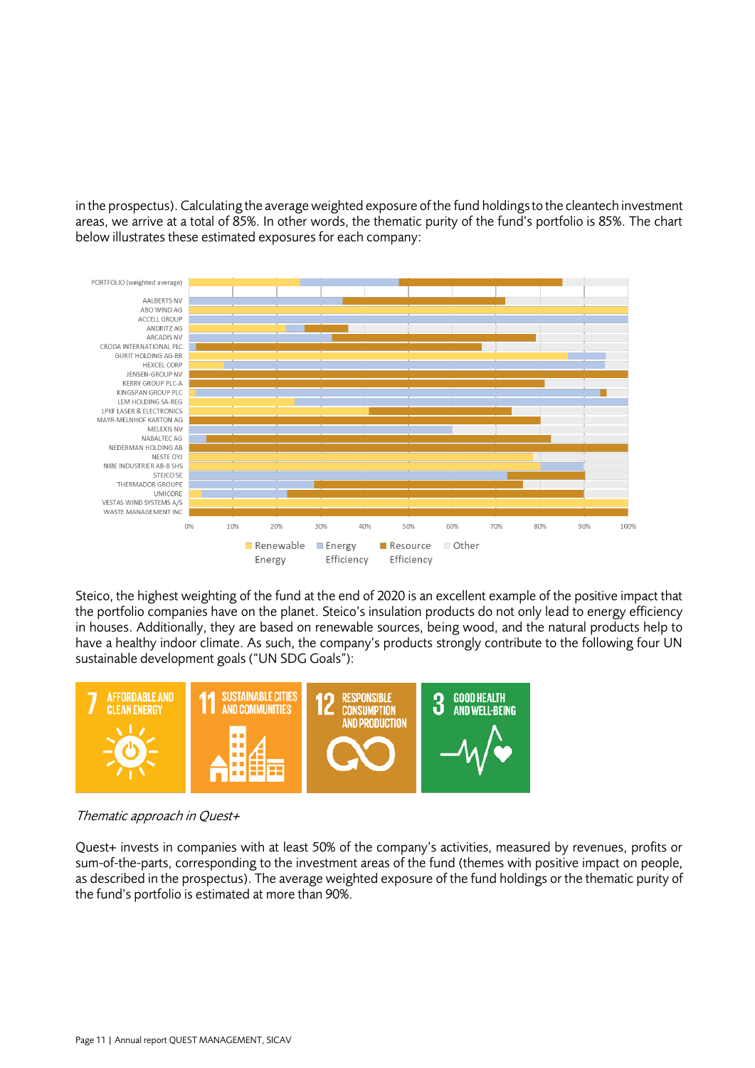in the prospectus). Calculating the average weighted exposure of the fund holdings to the cleantech investment areas, we arrive at a total of 85%. In other words, the thematic purity of the fund's portfolio is 85%. The chart below illustrates these estimated exposures for each company:

Steico, the highest weighting of the fund at the end of 2020 is an excellent example of the positive impact that the portfolio companies have on the planet. Steico's insulation products do not only lead to energy efficiency in houses. Additionally, they are based on renewable sources, being wood, and the natural products help to have a healthy indoor climate. As such, the company's products strongly contribute to the following four UN sustainable development goals ("UN SDG Goals"):

*Thematic approach in Quest+*

Quest+ invests in companies with at least 50% of the company's activities, measured by revenues, profits or sum-of-the-parts, corresponding to the investment areas of the fund (themes with positive impact on people, as described in the prospectus). The average weighted exposure of the fund holdings or the thematic purity of the fund's portfolio is estimated at more than 90%.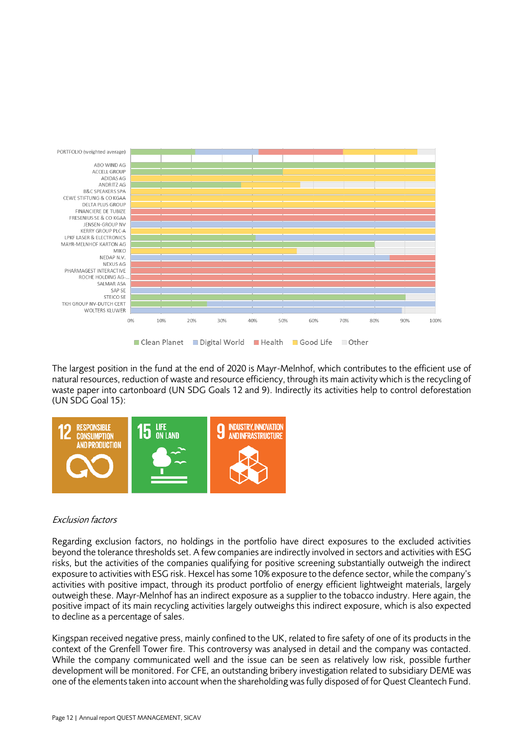PORTFOLIO (weighted average)

ABO WIND AG
ACCELL GROUP
ADIDAS AG
ANDRITZ AG
B&C SPEAKERS SPA
CEWE STIFTUNG & CO KGAA
DELTA PLUS GROUP
FINANCIERE DE TUBIZE
FRESENIUS SE & CO KGAA
JENSEN-GROUP NV
KERRY GROUP PLC-A
LPKF LASER & ELECTRONICS
MAYR-MELNHOF KARTON AG
MIKO
NEDAP N.V.
NEXUS AG
PHARMAGEST INTERACTIVE
ROCHE HOLDING AG-...
SALMAR ASA
SAP SE
STEICO SE
TKH GROUP NV-DUTCH CERT
WOLTERS KLUWER

0% 10% 20% 30% 40% 50% 60% 70% 80% 90% 100%

Clean Planet | Digital World | Health | Good Life | Other

The largest position in the fund at the end of 2020 is Mayr-Melnhof, which contributes to the efficient use of natural resources, reduction of waste and resource efficiency, through its main activity which is the recycling of waste paper into cartonboard (UN SDG Goals 12 and 9). Indirectly its activities help to control deforestation (UN SDG Goal 15):

12 RESPONSIBLE CONSUMPTION AND PRODUCTION | 15 LIFE ON LAND | 9 INDUSTRY, INNOVATION AND INFRASTRUCTURE

*Exclusion factors*

Regarding exclusion factors, no holdings in the portfolio have direct exposures to the excluded activities beyond the tolerance thresholds set. A few companies are indirectly involved in sectors and activities with ESG risks, but the activities of the companies qualifying for positive screening substantially outweigh the indirect exposure to activities with ESG risk. Hexcel has some 10% exposure to the defence sector, while the company's activities with positive impact, through its product portfolio of energy efficient lightweight materials, largely outweigh these. Mayr-Melnhof has an indirect exposure as a supplier to the tobacco industry. Here again, the positive impact of its main recycling activities largely outweighs this indirect exposure, which is also expected to decline as a percentage of sales.

Kingspan received negative press, mainly confined to the UK, related to fire safety of one of its products in the context of the Grenfell Tower fire. This controversy was analysed in detail and the company was contacted. While the company communicated well and the issue can be seen as relatively low risk, possible further development will be monitored. For CFE, an outstanding bribery investigation related to subsidiary DEME was one of the elements taken into account when the shareholding was fully disposed of for Quest Cleantech Fund.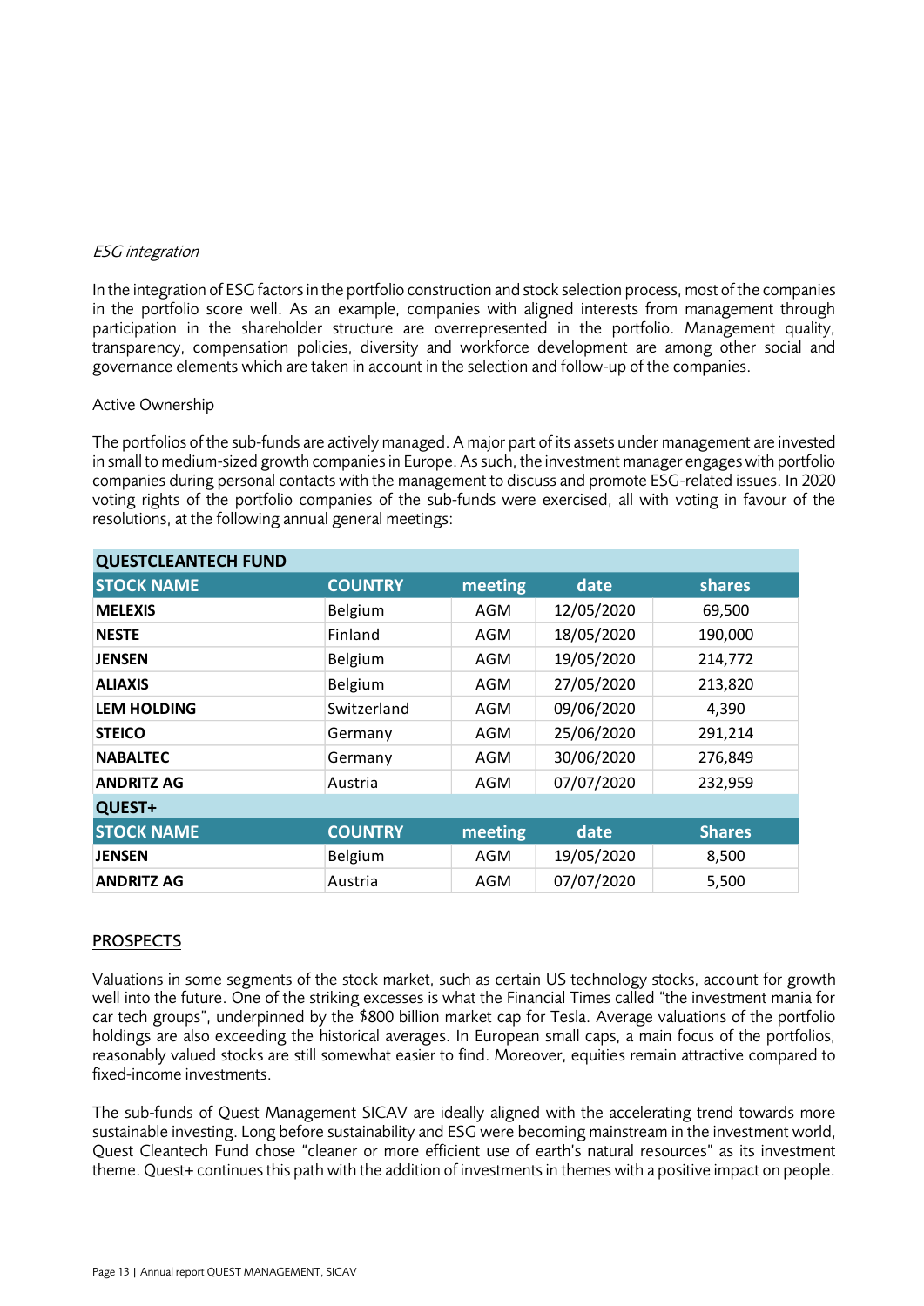*ESG integration*

In the integration of ESG factors in the portfolio construction and stock selection process, most of the companies in the portfolio score well. As an example, companies with aligned interests from management through participation in the shareholder structure are overrepresented in the portfolio. Management quality, transparency, compensation policies, diversity and workforce development are among other social and governance elements which are taken in account in the selection and follow-up of the companies.

Active Ownership

The portfolios of the sub-funds are actively managed. A major part of its assets under management are invested in small to medium-sized growth companies in Europe. As such, the investment manager engages with portfolio companies during personal contacts with the management to discuss and promote ESG-related issues. In 2020 voting rights of the portfolio companies of the sub-funds were exercised, all with voting in favour of the resolutions, at the following annual general meetings:

| **QUESTCLEANTECH FUND** | | | | |
|---|---|---|---|---|
| **STOCK NAME** | **COUNTRY** | **meeting** | **date** | **shares** |
| **MELEXIS** | Belgium | AGM | 12/05/2020 | 69,500 |
| **NESTE** | Finland | AGM | 18/05/2020 | 190,000 |
| **JENSEN** | Belgium | AGM | 19/05/2020 | 214,772 |
| **ALIAXIS** | Belgium | AGM | 27/05/2020 | 213,820 |
| **LEM HOLDING** | Switzerland | AGM | 09/06/2020 | 4,390 |
| **STEICO** | Germany | AGM | 25/06/2020 | 291,214 |
| **NABALTEC** | Germany | AGM | 30/06/2020 | 276,849 |
| **ANDRITZ AG** | Austria | AGM | 07/07/2020 | 232,959 |
| **QUEST+** | | | | |
| **STOCK NAME** | **COUNTRY** | **meeting** | **date** | **Shares** |
| **JENSEN** | Belgium | AGM | 19/05/2020 | 8,500 |
| **ANDRITZ AG** | Austria | AGM | 07/07/2020 | 5,500 |

## PROSPECTS

Valuations in some segments of the stock market, such as certain US technology stocks, account for growth well into the future. One of the striking excesses is what the Financial Times called "the investment mania for car tech groups", underpinned by the $800 billion market cap for Tesla. Average valuations of the portfolio holdings are also exceeding the historical averages. In European small caps, a main focus of the portfolios, reasonably valued stocks are still somewhat easier to find. Moreover, equities remain attractive compared to fixed-income investments.

The sub-funds of Quest Management SICAV are ideally aligned with the accelerating trend towards more sustainable investing. Long before sustainability and ESG were becoming mainstream in the investment world, Quest Cleantech Fund chose "cleaner or more efficient use of earth's natural resources" as its investment theme. Quest+ continues this path with the addition of investments in themes with a positive impact on people.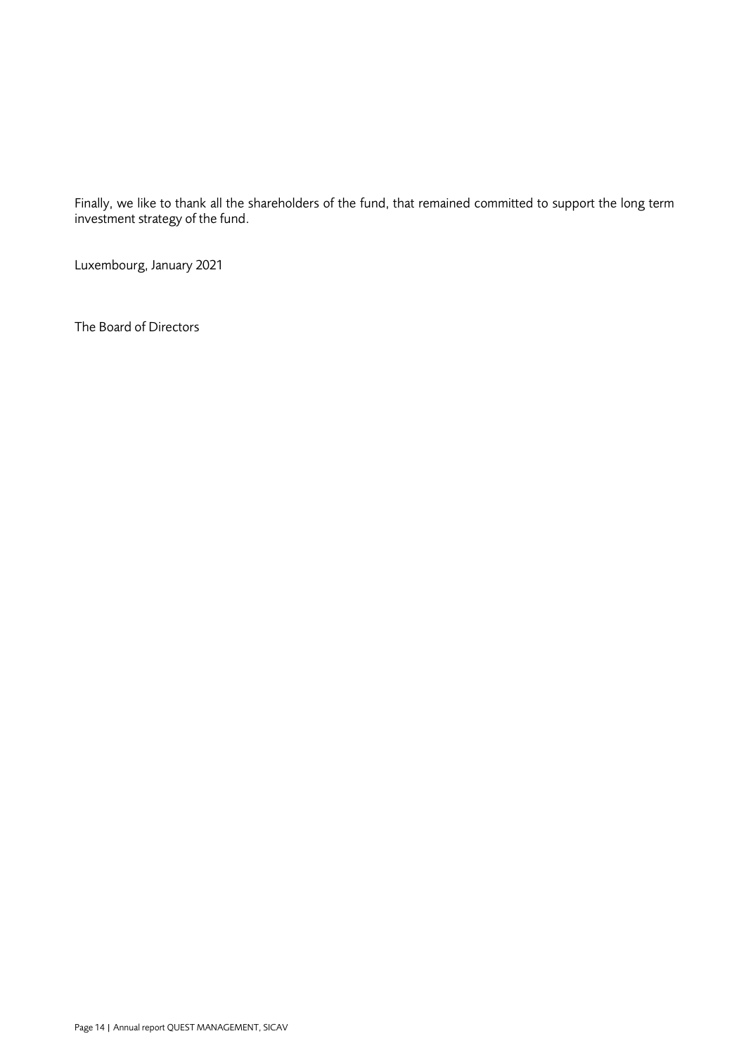Finally, we like to thank all the shareholders of the fund, that remained committed to support the long term investment strategy of the fund.

Luxembourg, January 2021

The Board of Directors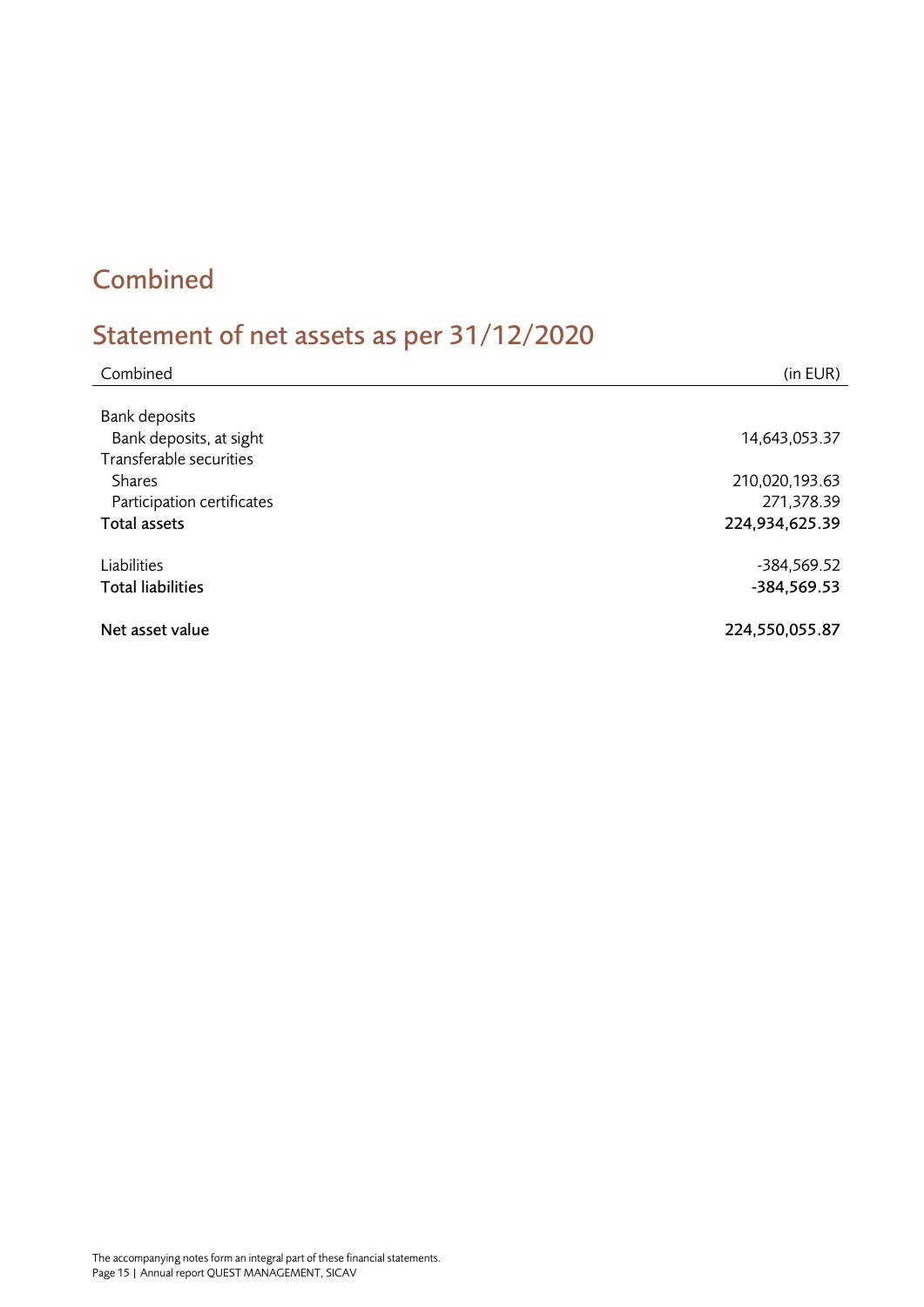## Combined

## Statement of net assets as per 31/12/2020

| Combined | (in EUR) |
|---|---|
| Bank deposits | |
| Bank deposits, at sight | 14,643,053.37 |
| Transferable securities | |
| Shares | 210,020,193.63 |
| Participation certificates | 271,378.39 |
| **Total assets** | **224,934,625.39** |
| | |
| Liabilities | -384,569.52 |
| **Total liabilities** | **-384,569.53** |
| | |
| **Net asset value** | **224,550,055.87** |

The accompanying notes form an integral part of these financial statements.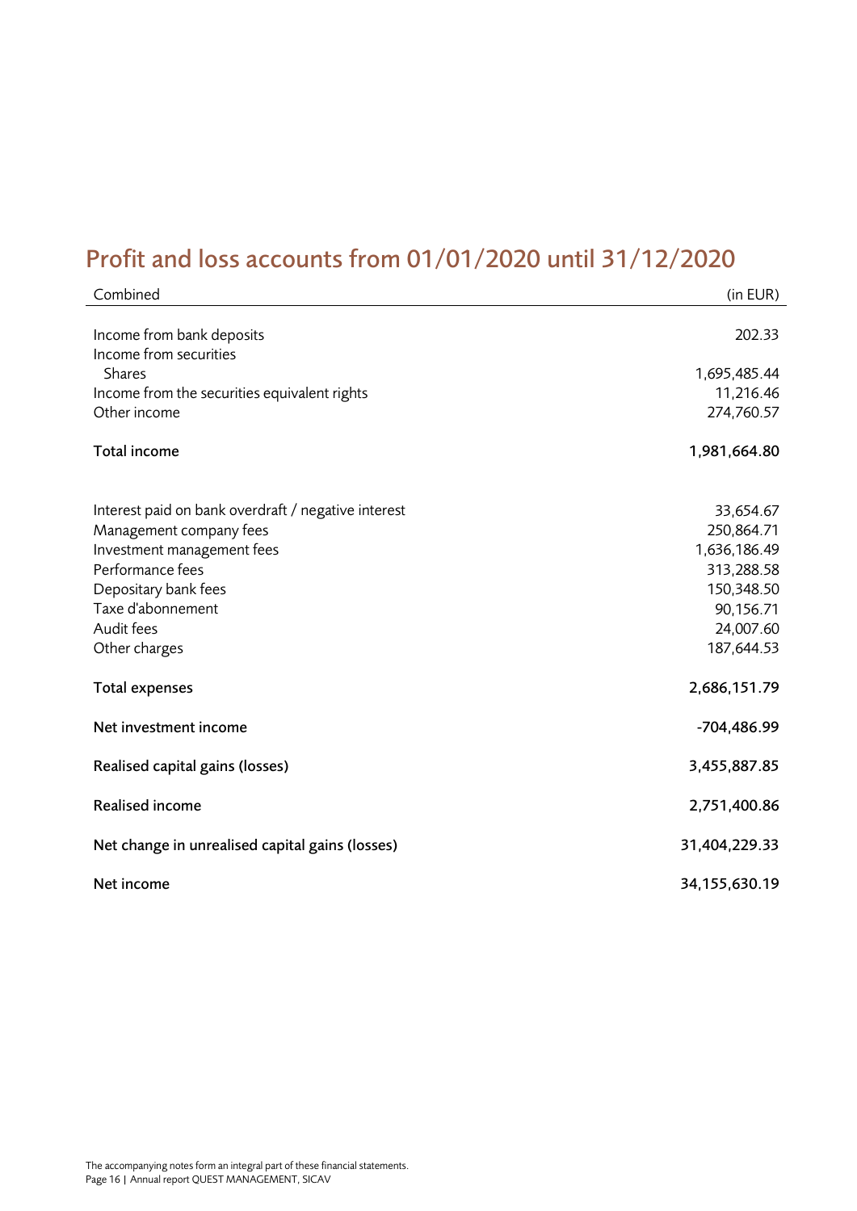# Profit and loss accounts from 01/01/2020 until 31/12/2020

| Combined | (in EUR) |
|---|---|
| Income from bank deposits | 202.33 |
| Income from securities | |
| Shares | 1,695,485.44 |
| Income from the securities equivalent rights | 11,216.46 |
| Other income | 274,760.57 |
| **Total income** | **1,981,664.80** |
| Interest paid on bank overdraft / negative interest | 33,654.67 |
| Management company fees | 250,864.71 |
| Investment management fees | 1,636,186.49 |
| Performance fees | 313,288.58 |
| Depositary bank fees | 150,348.50 |
| Taxe d'abonnement | 90,156.71 |
| Audit fees | 24,007.60 |
| Other charges | 187,644.53 |
| **Total expenses** | **2,686,151.79** |
| **Net investment income** | **-704,486.99** |
| **Realised capital gains (losses)** | **3,455,887.85** |
| **Realised income** | **2,751,400.86** |
| **Net change in unrealised capital gains (losses)** | **31,404,229.33** |
| **Net income** | **34,155,630.19** |

The accompanying notes form an integral part of these financial statements.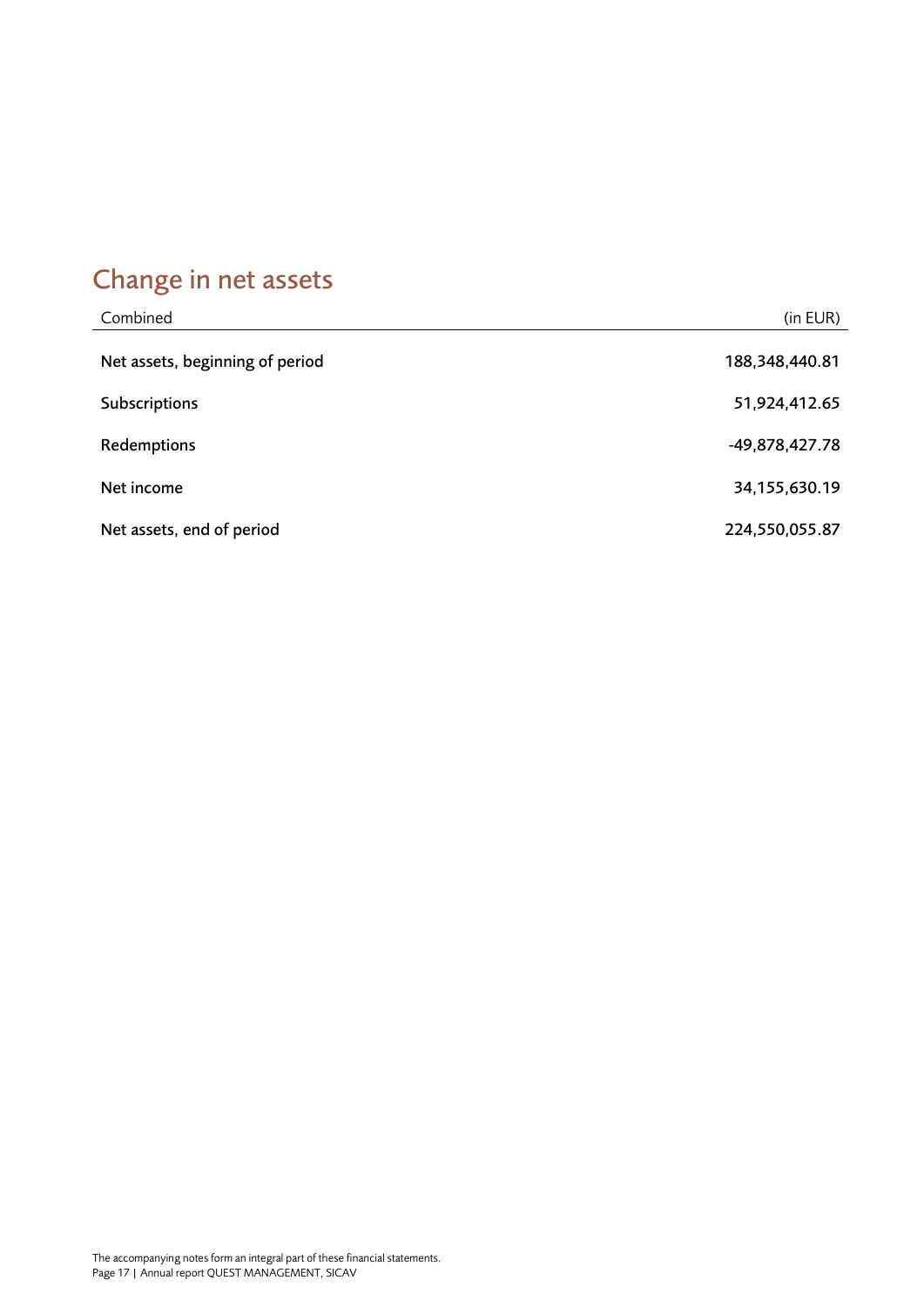## Change in net assets

| Combined | (in EUR) |
|---|---|
| Net assets, beginning of period | 188,348,440.81 |
| Subscriptions | 51,924,412.65 |
| Redemptions | -49,878,427.78 |
| Net income | 34,155,630.19 |
| Net assets, end of period | 224,550,055.87 |

The accompanying notes form an integral part of these financial statements.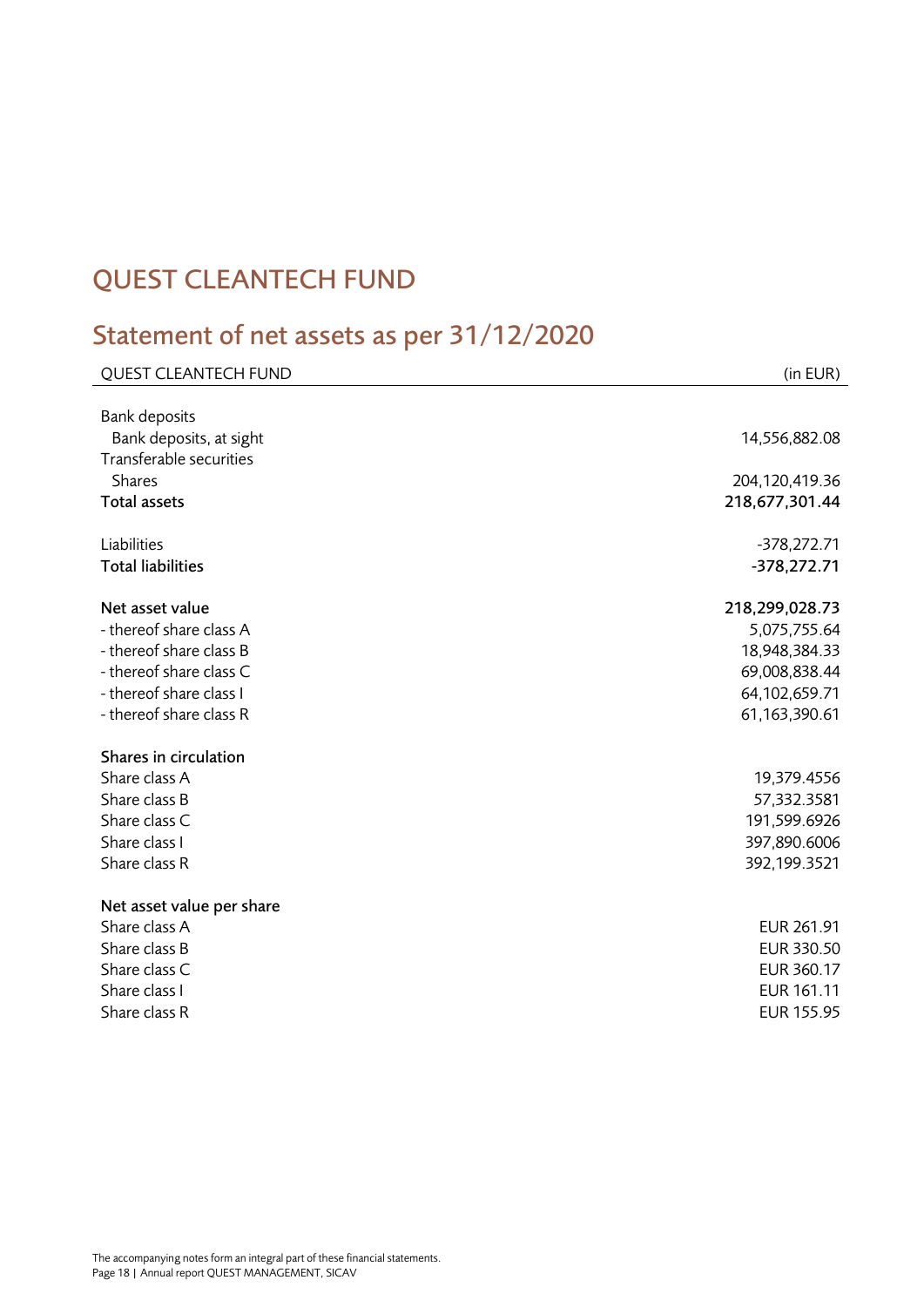# QUEST CLEANTECH FUND

## Statement of net assets as per 31/12/2020

| QUEST CLEANTECH FUND | (in EUR) |
|---|---|
| Bank deposits | |
| Bank deposits, at sight | 14,556,882.08 |
| Transferable securities | |
| Shares | 204,120,419.36 |
| **Total assets** | **218,677,301.44** |
| | |
| Liabilities | -378,272.71 |
| **Total liabilities** | **-378,272.71** |
| | |
| **Net asset value** | **218,299,028.73** |
| - thereof share class A | 5,075,755.64 |
| - thereof share class B | 18,948,384.33 |
| - thereof share class C | 69,008,838.44 |
| - thereof share class I | 64,102,659.71 |
| - thereof share class R | 61,163,390.61 |
| | |
| **Shares in circulation** | |
| Share class A | 19,379.4556 |
| Share class B | 57,332.3581 |
| Share class C | 191,599.6926 |
| Share class I | 397,890.6006 |
| Share class R | 392,199.3521 |
| | |
| **Net asset value per share** | |
| Share class A | EUR 261.91 |
| Share class B | EUR 330.50 |
| Share class C | EUR 360.17 |
| Share class I | EUR 161.11 |
| Share class R | EUR 155.95 |

The accompanying notes form an integral part of these financial statements.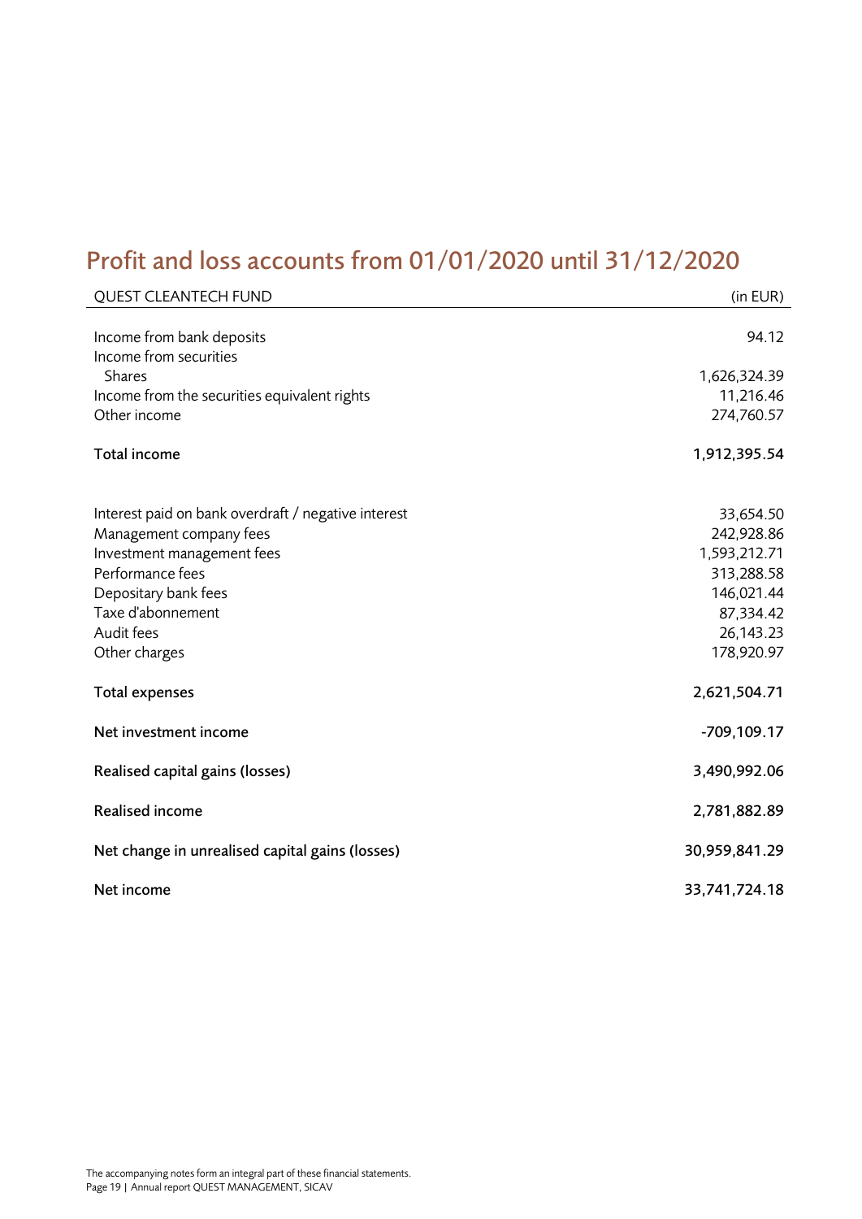# Profit and loss accounts from 01/01/2020 until 31/12/2020

| QUEST CLEANTECH FUND | (in EUR) |
|---|---|
| Income from bank deposits | 94.12 |
| Income from securities | |
| Shares | 1,626,324.39 |
| Income from the securities equivalent rights | 11,216.46 |
| Other income | 274,760.57 |
| **Total income** | **1,912,395.54** |
| Interest paid on bank overdraft / negative interest | 33,654.50 |
| Management company fees | 242,928.86 |
| Investment management fees | 1,593,212.71 |
| Performance fees | 313,288.58 |
| Depositary bank fees | 146,021.44 |
| Taxe d'abonnement | 87,334.42 |
| Audit fees | 26,143.23 |
| Other charges | 178,920.97 |
| **Total expenses** | **2,621,504.71** |
| **Net investment income** | **-709,109.17** |
| **Realised capital gains (losses)** | **3,490,992.06** |
| **Realised income** | **2,781,882.89** |
| **Net change in unrealised capital gains (losses)** | **30,959,841.29** |
| **Net income** | **33,741,724.18** |

The accompanying notes form an integral part of these financial statements.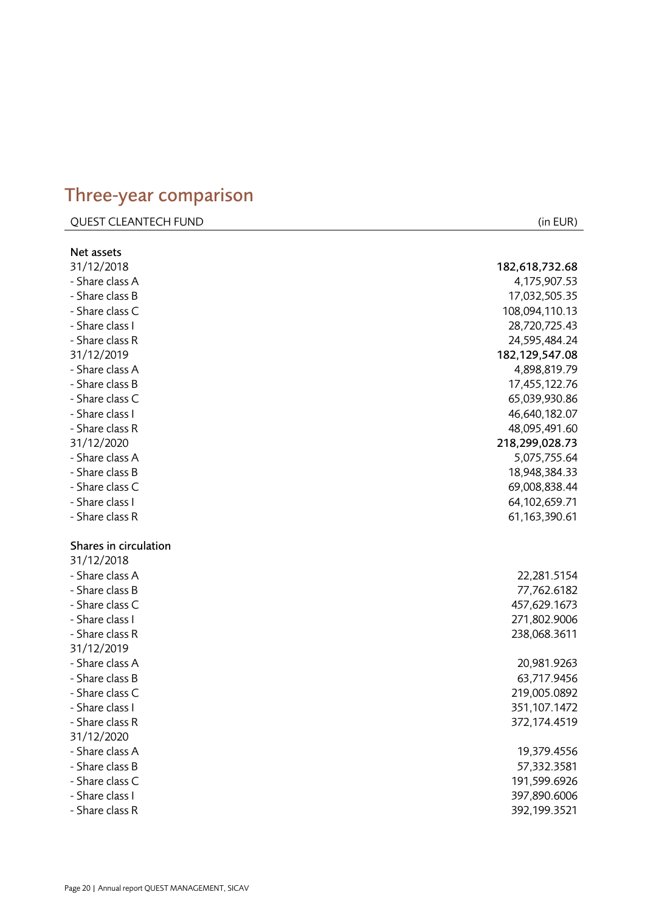# Three-year comparison

| QUEST CLEANTECH FUND | (in EUR) |
|---|---|
| **Net assets** | |
| 31/12/2018 | **182,618,732.68** |
| - Share class A | 4,175,907.53 |
| - Share class B | 17,032,505.35 |
| - Share class C | 108,094,110.13 |
| - Share class I | 28,720,725.43 |
| - Share class R | 24,595,484.24 |
| 31/12/2019 | **182,129,547.08** |
| - Share class A | 4,898,819.79 |
| - Share class B | 17,455,122.76 |
| - Share class C | 65,039,930.86 |
| - Share class I | 46,640,182.07 |
| - Share class R | 48,095,491.60 |
| 31/12/2020 | **218,299,028.73** |
| - Share class A | 5,075,755.64 |
| - Share class B | 18,948,384.33 |
| - Share class C | 69,008,838.44 |
| - Share class I | 64,102,659.71 |
| - Share class R | 61,163,390.61 |
| **Shares in circulation** | |
| 31/12/2018 | |
| - Share class A | 22,281.5154 |
| - Share class B | 77,762.6182 |
| - Share class C | 457,629.1673 |
| - Share class I | 271,802.9006 |
| - Share class R | 238,068.3611 |
| 31/12/2019 | |
| - Share class A | 20,981.9263 |
| - Share class B | 63,717.9456 |
| - Share class C | 219,005.0892 |
| - Share class I | 351,107.1472 |
| - Share class R | 372,174.4519 |
| 31/12/2020 | |
| - Share class A | 19,379.4556 |
| - Share class B | 57,332.3581 |
| - Share class C | 191,599.6926 |
| - Share class I | 397,890.6006 |
| - Share class R | 392,199.3521 |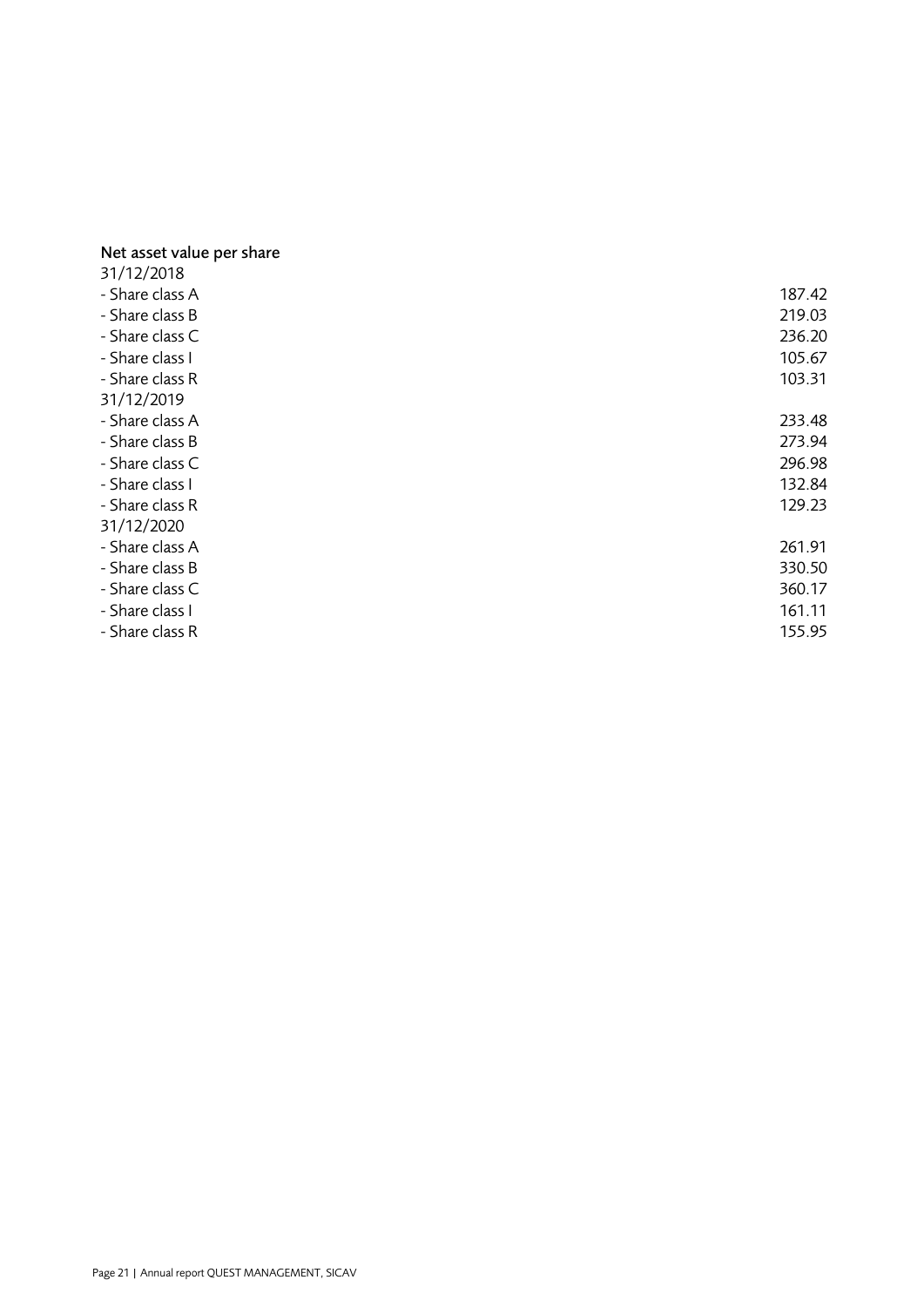### Net asset value per share

| | |
|---|---|
| 31/12/2018 | |
| - Share class A | 187.42 |
| - Share class B | 219.03 |
| - Share class C | 236.20 |
| - Share class I | 105.67 |
| - Share class R | 103.31 |
| 31/12/2019 | |
| - Share class A | 233.48 |
| - Share class B | 273.94 |
| - Share class C | 296.98 |
| - Share class I | 132.84 |
| - Share class R | 129.23 |
| 31/12/2020 | |
| - Share class A | 261.91 |
| - Share class B | 330.50 |
| - Share class C | 360.17 |
| - Share class I | 161.11 |
| - Share class R | 155.95 |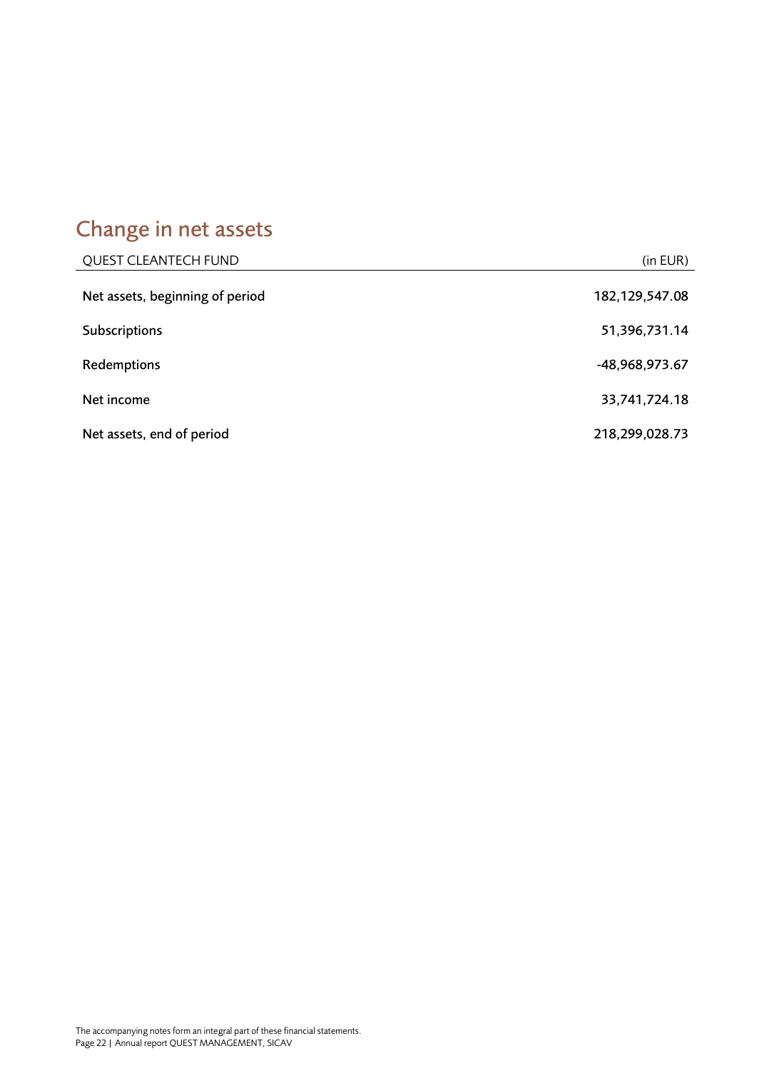## Change in net assets

| QUEST CLEANTECH FUND | (in EUR) |
|---|---|
| Net assets, beginning of period | 182,129,547.08 |
| Subscriptions | 51,396,731.14 |
| Redemptions | -48,968,973.67 |
| Net income | 33,741,724.18 |
| Net assets, end of period | 218,299,028.73 |

The accompanying notes form an integral part of these financial statements.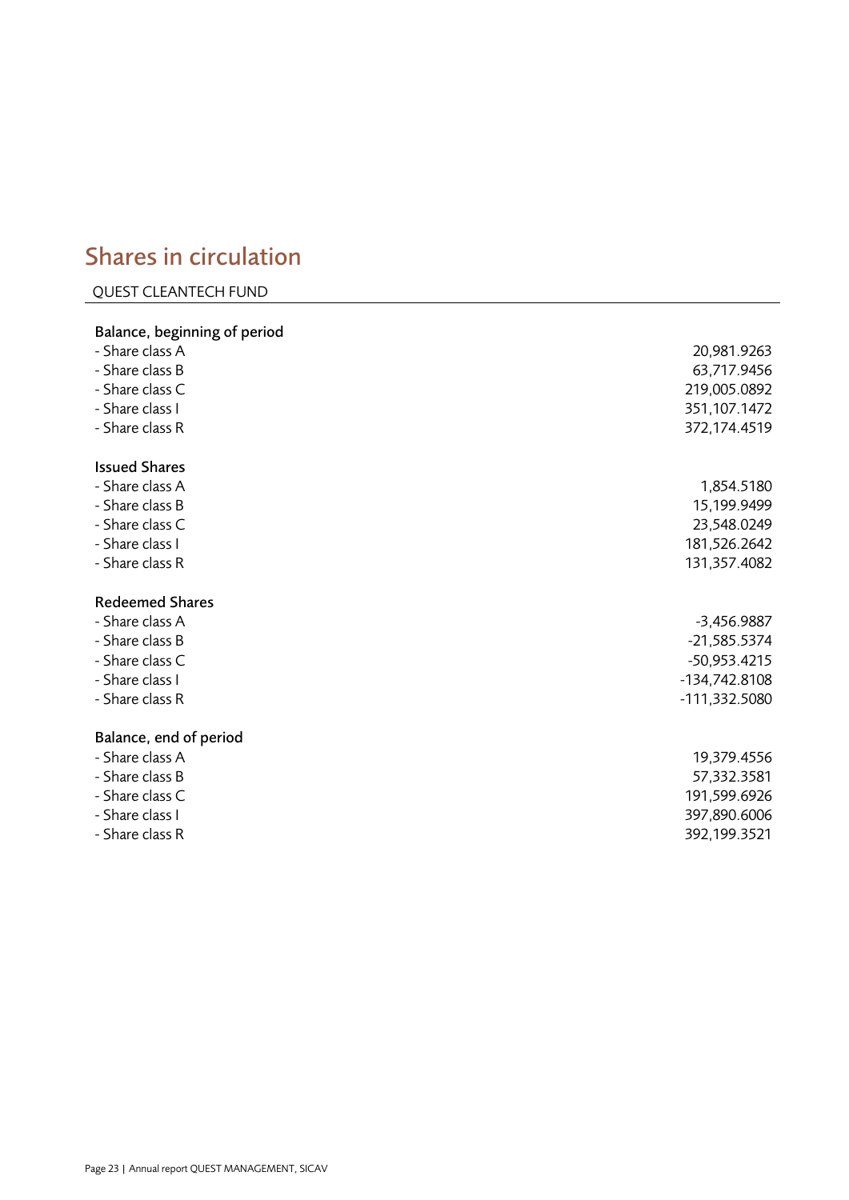# Shares in circulation

QUEST CLEANTECH FUND

| | |
|---|---|
| **Balance, beginning of period** | |
| - Share class A | 20,981.9263 |
| - Share class B | 63,717.9456 |
| - Share class C | 219,005.0892 |
| - Share class I | 351,107.1472 |
| - Share class R | 372,174.4519 |
| **Issued Shares** | |
| - Share class A | 1,854.5180 |
| - Share class B | 15,199.9499 |
| - Share class C | 23,548.0249 |
| - Share class I | 181,526.2642 |
| - Share class R | 131,357.4082 |
| **Redeemed Shares** | |
| - Share class A | -3,456.9887 |
| - Share class B | -21,585.5374 |
| - Share class C | -50,953.4215 |
| - Share class I | -134,742.8108 |
| - Share class R | -111,332.5080 |
| **Balance, end of period** | |
| - Share class A | 19,379.4556 |
| - Share class B | 57,332.3581 |
| - Share class C | 191,599.6926 |
| - Share class I | 397,890.6006 |
| - Share class R | 392,199.3521 |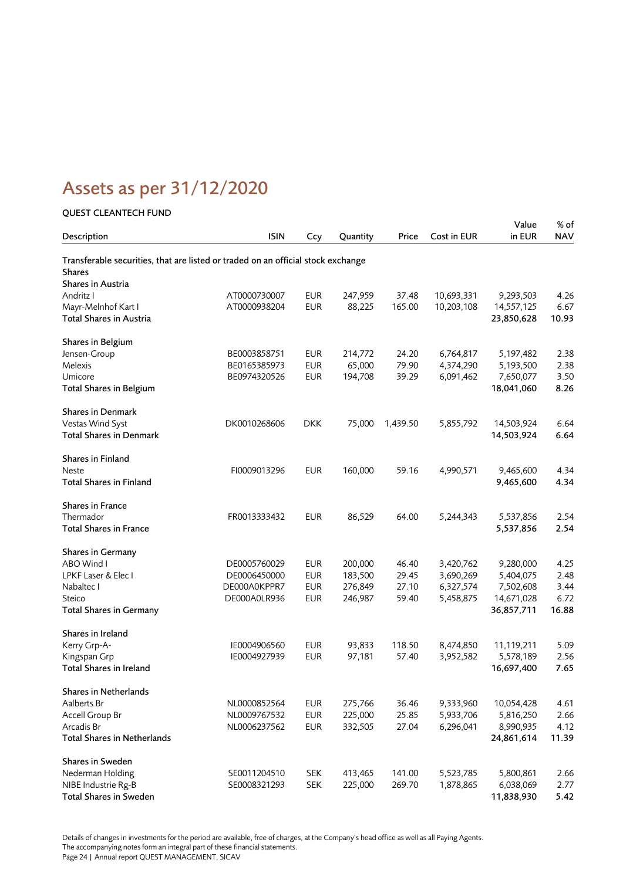# Assets as per 31/12/2020

**QUEST CLEANTECH FUND**

| Description | ISIN | Ccy | Quantity | Price | Cost in EUR | Value in EUR | % of NAV |
|---|---|---|---|---|---|---|---|
| Transferable securities, that are listed or traded on an official stock exchange | | | | | | | |
| **Shares** | | | | | | | |
| **Shares in Austria** | | | | | | | |
| Andritz I | AT0000730007 | EUR | 247,959 | 37.48 | 10,693,331 | 9,293,503 | 4.26 |
| Mayr-Melnhof Kart I | AT0000938204 | EUR | 88,225 | 165.00 | 10,203,108 | 14,557,125 | 6.67 |
| Total Shares in Austria | | | | | | **23,850,628** | **10.93** |
| **Shares in Belgium** | | | | | | | |
| Jensen-Group | BE0003858751 | EUR | 214,772 | 24.20 | 6,764,817 | 5,197,482 | 2.38 |
| Melexis | BE0165385973 | EUR | 65,000 | 79.90 | 4,374,290 | 5,193,500 | 2.38 |
| Umicore | BE0974320526 | EUR | 194,708 | 39.29 | 6,091,462 | 7,650,077 | 3.50 |
| Total Shares in Belgium | | | | | | **18,041,060** | **8.26** |
| **Shares in Denmark** | | | | | | | |
| Vestas Wind Syst | DK0010268606 | DKK | 75,000 | 1,439.50 | 5,855,792 | 14,503,924 | 6.64 |
| Total Shares in Denmark | | | | | | **14,503,924** | **6.64** |
| **Shares in Finland** | | | | | | | |
| Neste | FI0009013296 | EUR | 160,000 | 59.16 | 4,990,571 | 9,465,600 | 4.34 |
| Total Shares in Finland | | | | | | **9,465,600** | **4.34** |
| **Shares in France** | | | | | | | |
| Thermador | FR0013333432 | EUR | 86,529 | 64.00 | 5,244,343 | 5,537,856 | 2.54 |
| Total Shares in France | | | | | | **5,537,856** | **2.54** |
| **Shares in Germany** | | | | | | | |
| ABO Wind I | DE0005760029 | EUR | 200,000 | 46.40 | 3,420,762 | 9,280,000 | 4.25 |
| LPKF Laser & Elec I | DE0006450000 | EUR | 183,500 | 29.45 | 3,690,269 | 5,404,075 | 2.48 |
| Nabaltec I | DE000A0KPPR7 | EUR | 276,849 | 27.10 | 6,327,574 | 7,502,608 | 3.44 |
| Steico | DE000A0LR936 | EUR | 246,987 | 59.40 | 5,458,875 | 14,671,028 | 6.72 |
| Total Shares in Germany | | | | | | **36,857,711** | **16.88** |
| **Shares in Ireland** | | | | | | | |
| Kerry Grp-A- | IE0004906560 | EUR | 93,833 | 118.50 | 8,474,850 | 11,119,211 | 5.09 |
| Kingspan Grp | IE0004927939 | EUR | 97,181 | 57.40 | 3,952,582 | 5,578,189 | 2.56 |
| Total Shares in Ireland | | | | | | **16,697,400** | **7.65** |
| **Shares in Netherlands** | | | | | | | |
| Aalberts Br | NL0000852564 | EUR | 275,766 | 36.46 | 9,333,960 | 10,054,428 | 4.61 |
| Accell Group Br | NL0009767532 | EUR | 225,000 | 25.85 | 5,933,706 | 5,816,250 | 2.66 |
| Arcadis Br | NL0006237562 | EUR | 332,505 | 27.04 | 6,296,041 | 8,990,935 | 4.12 |
| Total Shares in Netherlands | | | | | | **24,861,614** | **11.39** |
| **Shares in Sweden** | | | | | | | |
| Nederman Holding | SE0011204510 | SEK | 413,465 | 141.00 | 5,523,785 | 5,800,861 | 2.66 |
| NIBE Industrie Rg-B | SE0008321293 | SEK | 225,000 | 269.70 | 1,878,865 | 6,038,069 | 2.77 |
| Total Shares in Sweden | | | | | | **11,838,930** | **5.42** |

Details of changes in investments for the period are available, free of charges, at the Company's head office as well as all Paying Agents.
The accompanying notes form an integral part of these financial statements.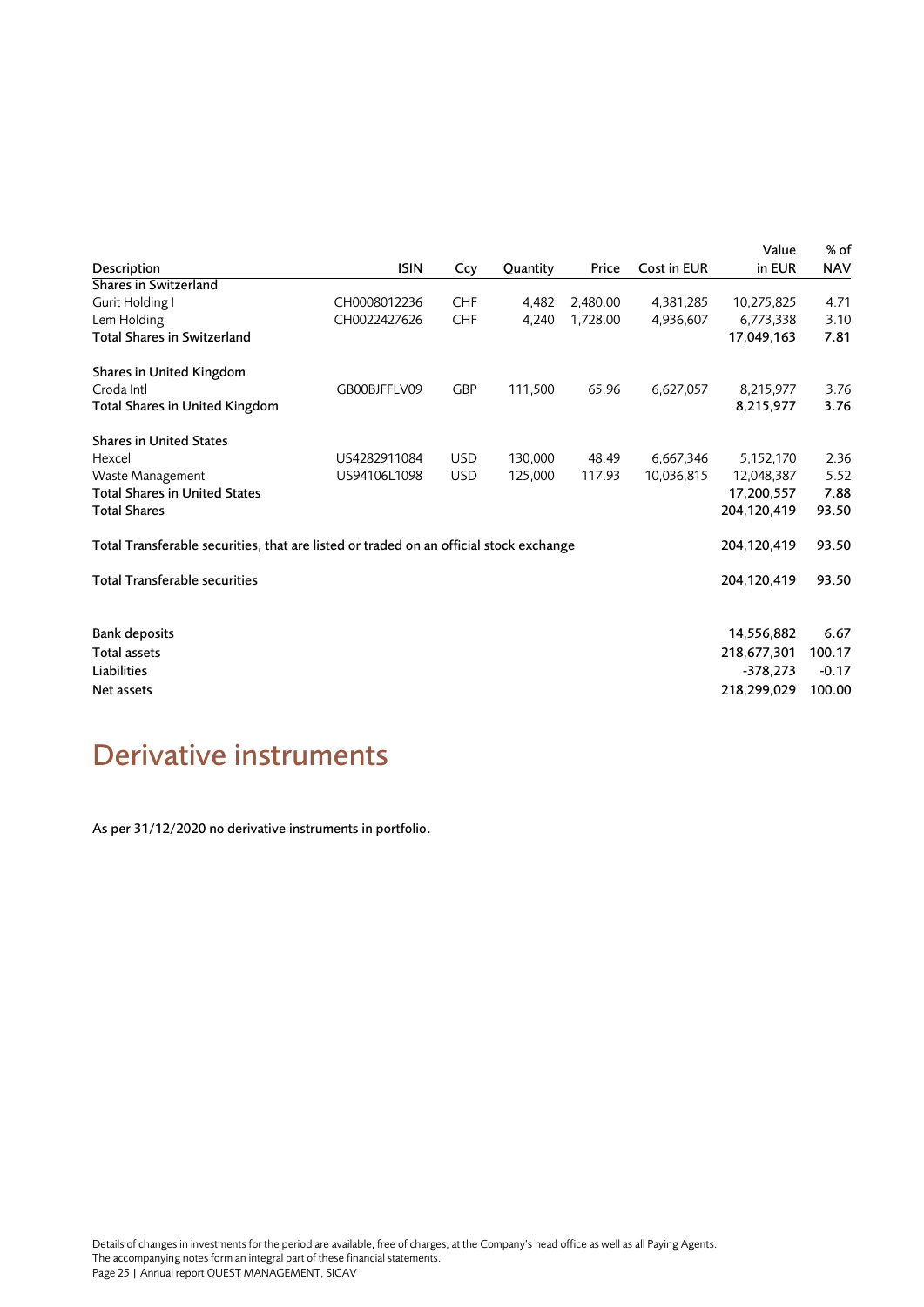| Description | ISIN | Ccy | Quantity | Price | Cost in EUR | Value in EUR | % of NAV |
|---|---|---|---|---|---|---|---|
| **Shares in Switzerland** | | | | | | | |
| Gurit Holding I | CH0008012236 | CHF | 4,482 | 2,480.00 | 4,381,285 | 10,275,825 | 4.71 |
| Lem Holding | CH0022427626 | CHF | 4,240 | 1,728.00 | 4,936,607 | 6,773,338 | 3.10 |
| **Total Shares in Switzerland** | | | | | | **17,049,163** | **7.81** |
| | | | | | | | |
| **Shares in United Kingdom** | | | | | | | |
| Croda Intl | GB00BJFFLV09 | GBP | 111,500 | 65.96 | 6,627,057 | 8,215,977 | 3.76 |
| **Total Shares in United Kingdom** | | | | | | **8,215,977** | **3.76** |
| | | | | | | | |
| **Shares in United States** | | | | | | | |
| Hexcel | US4282911084 | USD | 130,000 | 48.49 | 6,667,346 | 5,152,170 | 2.36 |
| Waste Management | US94106L1098 | USD | 125,000 | 117.93 | 10,036,815 | 12,048,387 | 5.52 |
| **Total Shares in United States** | | | | | | **17,200,557** | **7.88** |
| **Total Shares** | | | | | | **204,120,419** | **93.50** |
| | | | | | | | |
| **Total Transferable securities, that are listed or traded on an official stock exchange** | | | | | | **204,120,419** | **93.50** |
| | | | | | | | |
| **Total Transferable securities** | | | | | | **204,120,419** | **93.50** |
| | | | | | | | |
| **Bank deposits** | | | | | | **14,556,882** | **6.67** |
| **Total assets** | | | | | | **218,677,301** | **100.17** |
| **Liabilities** | | | | | | **-378,273** | **-0.17** |
| **Net assets** | | | | | | **218,299,029** | **100.00** |

# Derivative instruments

As per 31/12/2020 no derivative instruments in portfolio.

Details of changes in investments for the period are available, free of charges, at the Company's head office as well as all Paying Agents.
The accompanying notes form an integral part of these financial statements.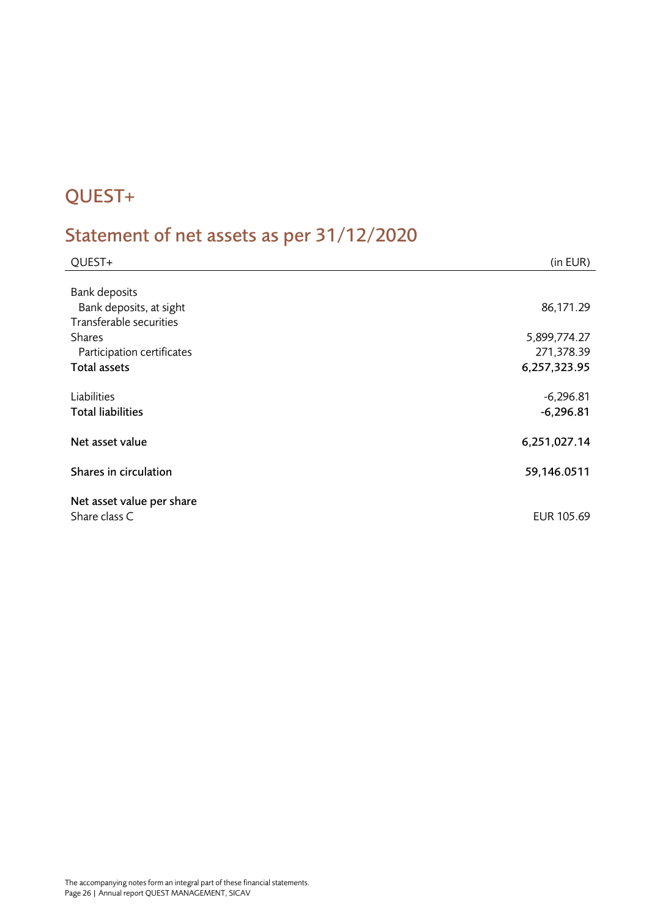# QUEST+

## Statement of net assets as per 31/12/2020

| QUEST+ | (in EUR) |
|---|---|
| Bank deposits | |
| Bank deposits, at sight | 86,171.29 |
| Transferable securities | |
| Shares | 5,899,774.27 |
| Participation certificates | 271,378.39 |
| **Total assets** | **6,257,323.95** |
| | |
| Liabilities | -6,296.81 |
| **Total liabilities** | **-6,296.81** |
| | |
| **Net asset value** | **6,251,027.14** |
| | |
| **Shares in circulation** | **59,146.0511** |
| | |
| **Net asset value per share** | |
| Share class C | EUR 105.69 |

The accompanying notes form an integral part of these financial statements.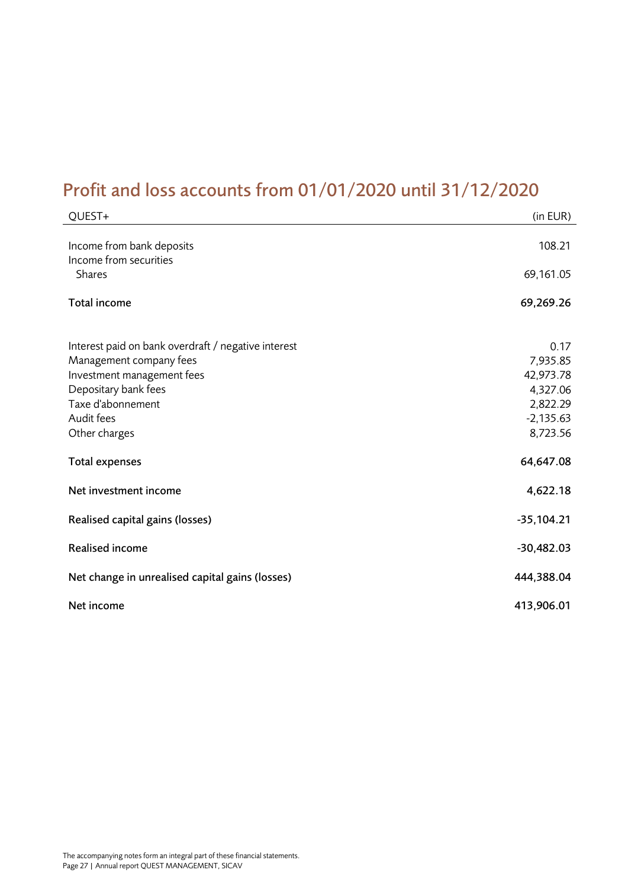# Profit and loss accounts from 01/01/2020 until 31/12/2020

| QUEST+ | (in EUR) |
|---|---|
| Income from bank deposits | 108.21 |
| Income from securities | |
| Shares | 69,161.05 |
| **Total income** | **69,269.26** |
| Interest paid on bank overdraft / negative interest | 0.17 |
| Management company fees | 7,935.85 |
| Investment management fees | 42,973.78 |
| Depositary bank fees | 4,327.06 |
| Taxe d'abonnement | 2,822.29 |
| Audit fees | -2,135.63 |
| Other charges | 8,723.56 |
| **Total expenses** | **64,647.08** |
| **Net investment income** | **4,622.18** |
| **Realised capital gains (losses)** | **-35,104.21** |
| **Realised income** | **-30,482.03** |
| **Net change in unrealised capital gains (losses)** | **444,388.04** |
| **Net income** | **413,906.01** |

The accompanying notes form an integral part of these financial statements.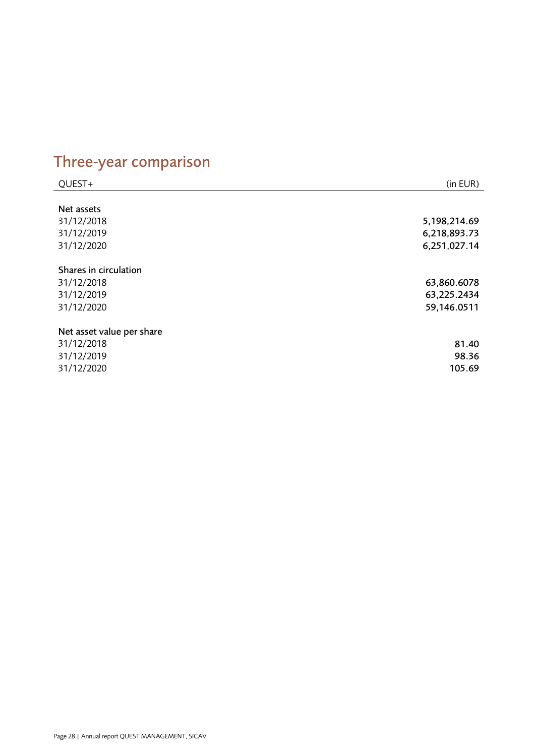# Three-year comparison

| QUEST+ | (in EUR) |
|---|---:|
| **Net assets** | |
| 31/12/2018 | 5,198,214.69 |
| 31/12/2019 | 6,218,893.73 |
| 31/12/2020 | 6,251,027.14 |
| **Shares in circulation** | |
| 31/12/2018 | 63,860.6078 |
| 31/12/2019 | 63,225.2434 |
| 31/12/2020 | 59,146.0511 |
| **Net asset value per share** | |
| 31/12/2018 | 81.40 |
| 31/12/2019 | 98.36 |
| 31/12/2020 | 105.69 |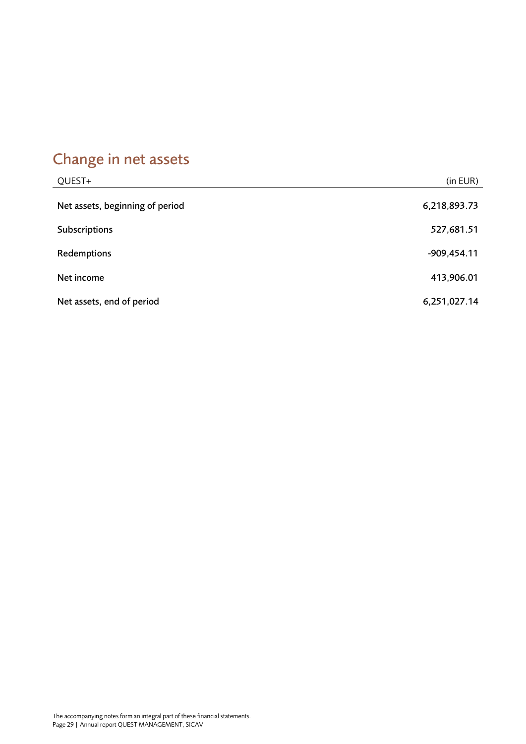## Change in net assets

| QUEST+ | (in EUR) |
|---|---|
| Net assets, beginning of period | 6,218,893.73 |
| Subscriptions | 527,681.51 |
| Redemptions | -909,454.11 |
| Net income | 413,906.01 |
| Net assets, end of period | 6,251,027.14 |

The accompanying notes form an integral part of these financial statements.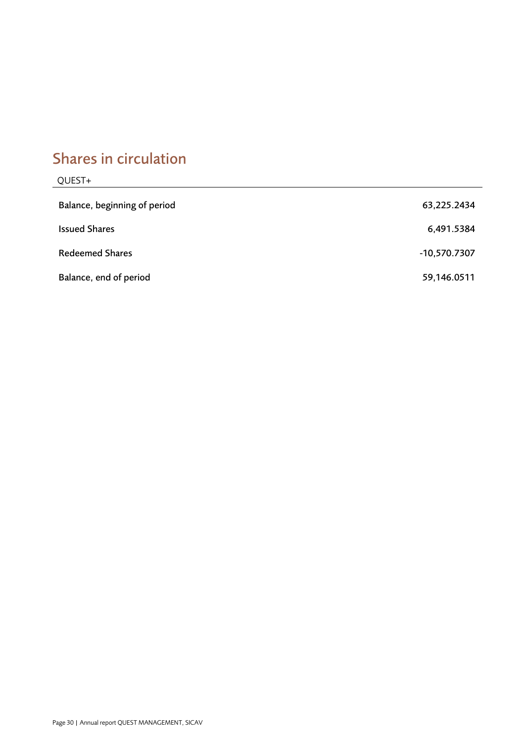## Shares in circulation

| QUEST+ | |
|---|---|
| Balance, beginning of period | 63,225.2434 |
| Issued Shares | 6,491.5384 |
| Redeemed Shares | -10,570.7307 |
| Balance, end of period | 59,146.0511 |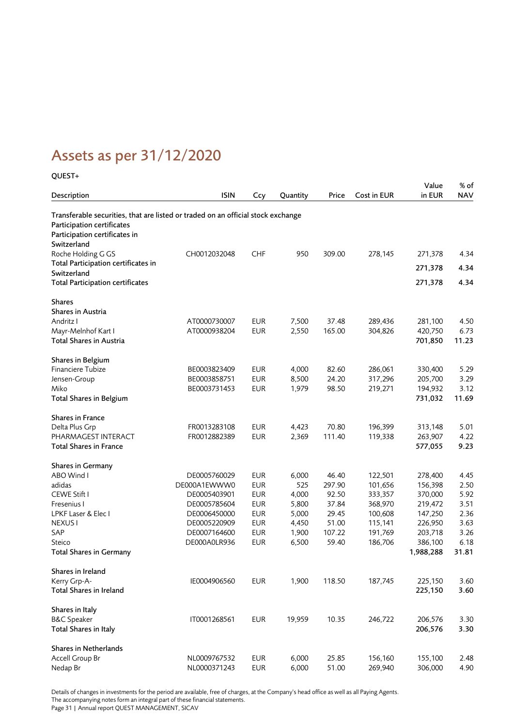# Assets as per 31/12/2020

QUEST+

| Description | ISIN | Ccy | Quantity | Price | Cost in EUR | Value in EUR | % of NAV |
|---|---|---|---|---|---|---|---|
| **Transferable securities, that are listed or traded on an official stock exchange** | | | | | | | |
| **Participation certificates** | | | | | | | |
| **Participation certificates in Switzerland** | | | | | | | |
| Roche Holding G GS | CH0012032048 | CHF | 950 | 309.00 | 278,145 | 271,378 | 4.34 |
| **Total Participation certificates in Switzerland** | | | | | | **271,378** | **4.34** |
| **Total Participation certificates** | | | | | | **271,378** | **4.34** |
| | | | | | | | |
| **Shares** | | | | | | | |
| **Shares in Austria** | | | | | | | |
| Andritz I | AT0000730007 | EUR | 7,500 | 37.48 | 289,436 | 281,100 | 4.50 |
| Mayr-Melnhof Kart I | AT0000938204 | EUR | 2,550 | 165.00 | 304,826 | 420,750 | 6.73 |
| **Total Shares in Austria** | | | | | | **701,850** | **11.23** |
| | | | | | | | |
| **Shares in Belgium** | | | | | | | |
| Financiere Tubize | BE0003823409 | EUR | 4,000 | 82.60 | 286,061 | 330,400 | 5.29 |
| Jensen-Group | BE0003858751 | EUR | 8,500 | 24.20 | 317,296 | 205,700 | 3.29 |
| Miko | BE0003731453 | EUR | 1,979 | 98.50 | 219,271 | 194,932 | 3.12 |
| **Total Shares in Belgium** | | | | | | **731,032** | **11.69** |
| | | | | | | | |
| **Shares in France** | | | | | | | |
| Delta Plus Grp | FR0013283108 | EUR | 4,423 | 70.80 | 196,399 | 313,148 | 5.01 |
| PHARMAGEST INTERACT | FR0012882389 | EUR | 2,369 | 111.40 | 119,338 | 263,907 | 4.22 |
| **Total Shares in France** | | | | | | **577,055** | **9.23** |
| | | | | | | | |
| **Shares in Germany** | | | | | | | |
| ABO Wind I | DE0005760029 | EUR | 6,000 | 46.40 | 122,501 | 278,400 | 4.45 |
| adidas | DE000A1EWWW0 | EUR | 525 | 297.90 | 101,656 | 156,398 | 2.50 |
| CEWE Stift I | DE0005403901 | EUR | 4,000 | 92.50 | 333,357 | 370,000 | 5.92 |
| Fresenius I | DE0005785604 | EUR | 5,800 | 37.84 | 368,970 | 219,472 | 3.51 |
| LPKF Laser & Elec I | DE0006450000 | EUR | 5,000 | 29.45 | 100,608 | 147,250 | 2.36 |
| NEXUS I | DE0005220909 | EUR | 4,450 | 51.00 | 115,141 | 226,950 | 3.63 |
| SAP | DE0007164600 | EUR | 1,900 | 107.22 | 191,769 | 203,718 | 3.26 |
| Steico | DE000A0LR936 | EUR | 6,500 | 59.40 | 186,706 | 386,100 | 6.18 |
| **Total Shares in Germany** | | | | | | **1,988,288** | **31.81** |
| | | | | | | | |
| **Shares in Ireland** | | | | | | | |
| Kerry Grp-A- | IE0004906560 | EUR | 1,900 | 118.50 | 187,745 | 225,150 | 3.60 |
| **Total Shares in Ireland** | | | | | | **225,150** | **3.60** |
| | | | | | | | |
| **Shares in Italy** | | | | | | | |
| B&C Speaker | IT0001268561 | EUR | 19,959 | 10.35 | 246,722 | 206,576 | 3.30 |
| **Total Shares in Italy** | | | | | | **206,576** | **3.30** |
| | | | | | | | |
| **Shares in Netherlands** | | | | | | | |
| Accell Group Br | NL0009767532 | EUR | 6,000 | 25.85 | 156,160 | 155,100 | 2.48 |
| Nedap Br | NL0000371243 | EUR | 6,000 | 51.00 | 269,940 | 306,000 | 4.90 |

Details of changes in investments for the period are available, free of charges, at the Company's head office as well as all Paying Agents.
The accompanying notes form an integral part of these financial statements.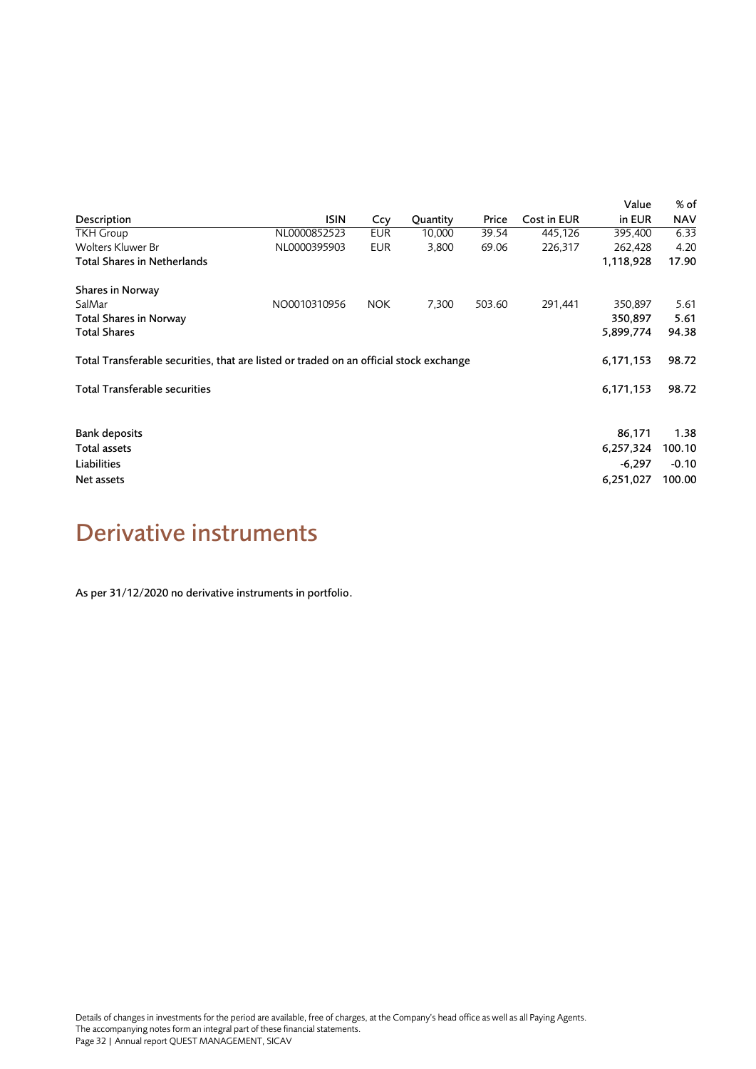| Description | ISIN | Ccy | Quantity | Price | Cost in EUR | Value in EUR | % of NAV |
|---|---|---|---|---|---|---|---|
| TKH Group | NL0000852523 | EUR | 10,000 | 39.54 | 445,126 | 395,400 | 6.33 |
| Wolters Kluwer Br | NL0000395903 | EUR | 3,800 | 69.06 | 226,317 | 262,428 | 4.20 |
| **Total Shares in Netherlands** | | | | | | **1,118,928** | **17.90** |
| | | | | | | | |
| **Shares in Norway** | | | | | | | |
| SalMar | NO0010310956 | NOK | 7,300 | 503.60 | 291,441 | 350,897 | 5.61 |
| **Total Shares in Norway** | | | | | | **350,897** | **5.61** |
| **Total Shares** | | | | | | **5,899,774** | **94.38** |
| | | | | | | | |
| **Total Transferable securities, that are listed or traded on an official stock exchange** | | | | | | **6,171,153** | **98.72** |
| | | | | | | | |
| **Total Transferable securities** | | | | | | **6,171,153** | **98.72** |
| | | | | | | | |
| **Bank deposits** | | | | | | **86,171** | **1.38** |
| **Total assets** | | | | | | **6,257,324** | **100.10** |
| **Liabilities** | | | | | | **-6,297** | **-0.10** |
| **Net assets** | | | | | | **6,251,027** | **100.00** |

# Derivative instruments

As per 31/12/2020 no derivative instruments in portfolio.

Details of changes in investments for the period are available, free of charges, at the Company's head office as well as all Paying Agents.
The accompanying notes form an integral part of these financial statements.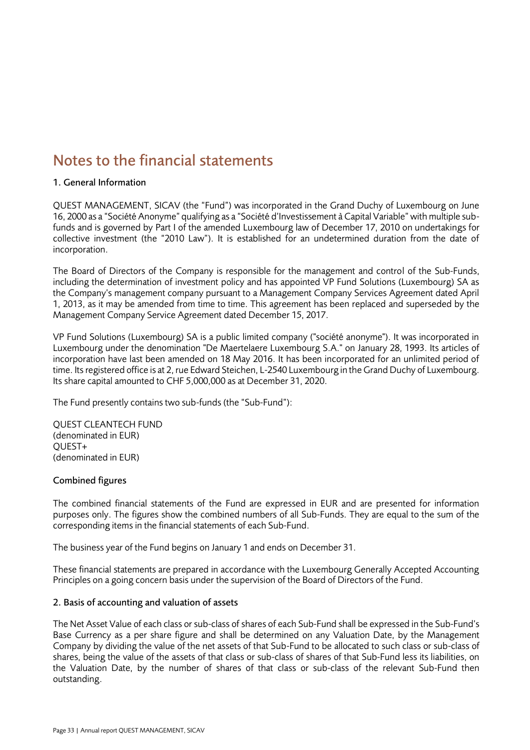# Notes to the financial statements

## 1. General Information

QUEST MANAGEMENT, SICAV (the "Fund") was incorporated in the Grand Duchy of Luxembourg on June 16, 2000 as a "Société Anonyme" qualifying as a "Société d'Investissement à Capital Variable" with multiple sub-funds and is governed by Part I of the amended Luxembourg law of December 17, 2010 on undertakings for collective investment (the "2010 Law"). It is established for an undetermined duration from the date of incorporation.

The Board of Directors of the Company is responsible for the management and control of the Sub-Funds, including the determination of investment policy and has appointed VP Fund Solutions (Luxembourg) SA as the Company's management company pursuant to a Management Company Services Agreement dated April 1, 2013, as it may be amended from time to time. This agreement has been replaced and superseded by the Management Company Service Agreement dated December 15, 2017.

VP Fund Solutions (Luxembourg) SA is a public limited company ("société anonyme"). It was incorporated in Luxembourg under the denomination "De Maertelaere Luxembourg S.A." on January 28, 1993. Its articles of incorporation have last been amended on 18 May 2016. It has been incorporated for an unlimited period of time. Its registered office is at 2, rue Edward Steichen, L-2540 Luxembourg in the Grand Duchy of Luxembourg. Its share capital amounted to CHF 5,000,000 as at December 31, 2020.

The Fund presently contains two sub-funds (the "Sub-Fund"):

QUEST CLEANTECH FUND
(denominated in EUR)
QUEST+
(denominated in EUR)

### Combined figures

The combined financial statements of the Fund are expressed in EUR and are presented for information purposes only. The figures show the combined numbers of all Sub-Funds. They are equal to the sum of the corresponding items in the financial statements of each Sub-Fund.

The business year of the Fund begins on January 1 and ends on December 31.

These financial statements are prepared in accordance with the Luxembourg Generally Accepted Accounting Principles on a going concern basis under the supervision of the Board of Directors of the Fund.

## 2. Basis of accounting and valuation of assets

The Net Asset Value of each class or sub-class of shares of each Sub-Fund shall be expressed in the Sub-Fund's Base Currency as a per share figure and shall be determined on any Valuation Date, by the Management Company by dividing the value of the net assets of that Sub-Fund to be allocated to such class or sub-class of shares, being the value of the assets of that class or sub-class of shares of that Sub-Fund less its liabilities, on the Valuation Date, by the number of shares of that class or sub-class of the relevant Sub-Fund then outstanding.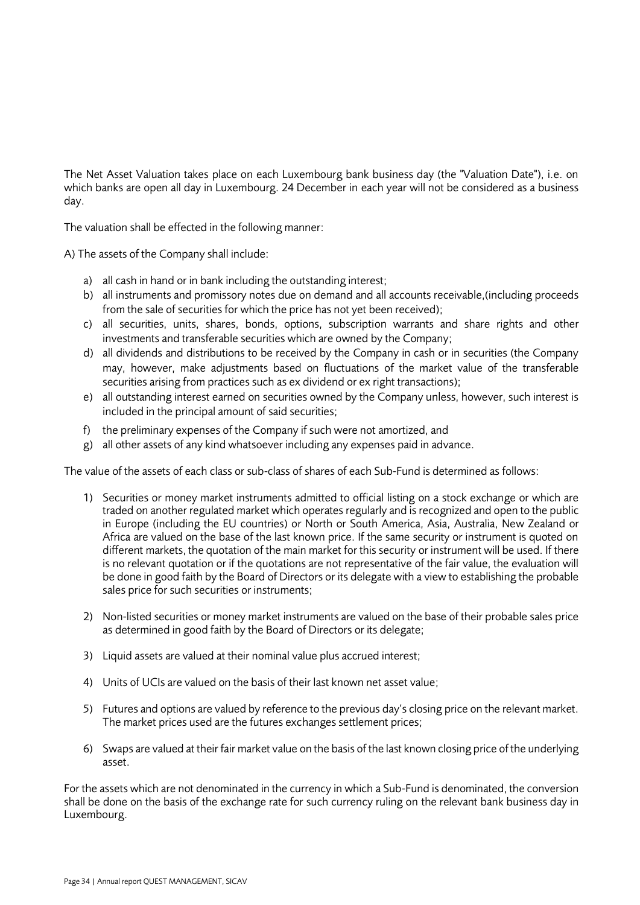The Net Asset Valuation takes place on each Luxembourg bank business day (the "Valuation Date"), i.e. on which banks are open all day in Luxembourg. 24 December in each year will not be considered as a business day.

The valuation shall be effected in the following manner:

A) The assets of the Company shall include:

a) all cash in hand or in bank including the outstanding interest;
b) all instruments and promissory notes due on demand and all accounts receivable,(including proceeds from the sale of securities for which the price has not yet been received);
c) all securities, units, shares, bonds, options, subscription warrants and share rights and other investments and transferable securities which are owned by the Company;
d) all dividends and distributions to be received by the Company in cash or in securities (the Company may, however, make adjustments based on fluctuations of the market value of the transferable securities arising from practices such as ex dividend or ex right transactions);
e) all outstanding interest earned on securities owned by the Company unless, however, such interest is included in the principal amount of said securities;
f) the preliminary expenses of the Company if such were not amortized, and
g) all other assets of any kind whatsoever including any expenses paid in advance.

The value of the assets of each class or sub-class of shares of each Sub-Fund is determined as follows:

1) Securities or money market instruments admitted to official listing on a stock exchange or which are traded on another regulated market which operates regularly and is recognized and open to the public in Europe (including the EU countries) or North or South America, Asia, Australia, New Zealand or Africa are valued on the base of the last known price. If the same security or instrument is quoted on different markets, the quotation of the main market for this security or instrument will be used. If there is no relevant quotation or if the quotations are not representative of the fair value, the evaluation will be done in good faith by the Board of Directors or its delegate with a view to establishing the probable sales price for such securities or instruments;

2) Non-listed securities or money market instruments are valued on the base of their probable sales price as determined in good faith by the Board of Directors or its delegate;

3) Liquid assets are valued at their nominal value plus accrued interest;

4) Units of UCIs are valued on the basis of their last known net asset value;

5) Futures and options are valued by reference to the previous day's closing price on the relevant market. The market prices used are the futures exchanges settlement prices;

6) Swaps are valued at their fair market value on the basis of the last known closing price of the underlying asset.

For the assets which are not denominated in the currency in which a Sub-Fund is denominated, the conversion shall be done on the basis of the exchange rate for such currency ruling on the relevant bank business day in Luxembourg.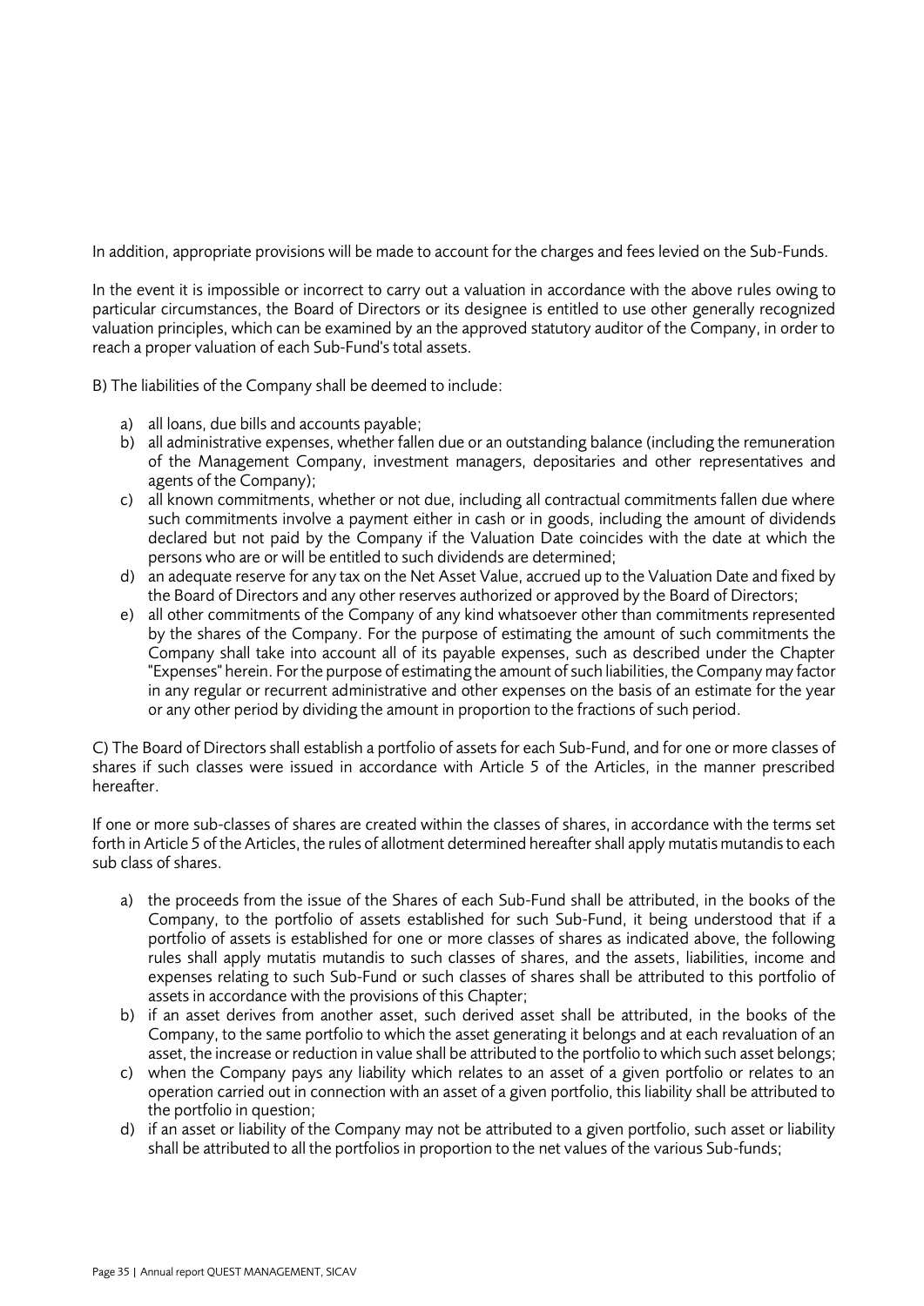In addition, appropriate provisions will be made to account for the charges and fees levied on the Sub-Funds.

In the event it is impossible or incorrect to carry out a valuation in accordance with the above rules owing to particular circumstances, the Board of Directors or its designee is entitled to use other generally recognized valuation principles, which can be examined by an the approved statutory auditor of the Company, in order to reach a proper valuation of each Sub-Fund's total assets.

B) The liabilities of the Company shall be deemed to include:

a) all loans, due bills and accounts payable;
b) all administrative expenses, whether fallen due or an outstanding balance (including the remuneration of the Management Company, investment managers, depositaries and other representatives and agents of the Company);
c) all known commitments, whether or not due, including all contractual commitments fallen due where such commitments involve a payment either in cash or in goods, including the amount of dividends declared but not paid by the Company if the Valuation Date coincides with the date at which the persons who are or will be entitled to such dividends are determined;
d) an adequate reserve for any tax on the Net Asset Value, accrued up to the Valuation Date and fixed by the Board of Directors and any other reserves authorized or approved by the Board of Directors;
e) all other commitments of the Company of any kind whatsoever other than commitments represented by the shares of the Company. For the purpose of estimating the amount of such commitments the Company shall take into account all of its payable expenses, such as described under the Chapter "Expenses" herein. For the purpose of estimating the amount of such liabilities, the Company may factor in any regular or recurrent administrative and other expenses on the basis of an estimate for the year or any other period by dividing the amount in proportion to the fractions of such period.

C) The Board of Directors shall establish a portfolio of assets for each Sub-Fund, and for one or more classes of shares if such classes were issued in accordance with Article 5 of the Articles, in the manner prescribed hereafter.

If one or more sub-classes of shares are created within the classes of shares, in accordance with the terms set forth in Article 5 of the Articles, the rules of allotment determined hereafter shall apply mutatis mutandis to each sub class of shares.

a) the proceeds from the issue of the Shares of each Sub-Fund shall be attributed, in the books of the Company, to the portfolio of assets established for such Sub-Fund, it being understood that if a portfolio of assets is established for one or more classes of shares as indicated above, the following rules shall apply mutatis mutandis to such classes of shares, and the assets, liabilities, income and expenses relating to such Sub-Fund or such classes of shares shall be attributed to this portfolio of assets in accordance with the provisions of this Chapter;
b) if an asset derives from another asset, such derived asset shall be attributed, in the books of the Company, to the same portfolio to which the asset generating it belongs and at each revaluation of an asset, the increase or reduction in value shall be attributed to the portfolio to which such asset belongs;
c) when the Company pays any liability which relates to an asset of a given portfolio or relates to an operation carried out in connection with an asset of a given portfolio, this liability shall be attributed to the portfolio in question;
d) if an asset or liability of the Company may not be attributed to a given portfolio, such asset or liability shall be attributed to all the portfolios in proportion to the net values of the various Sub-funds;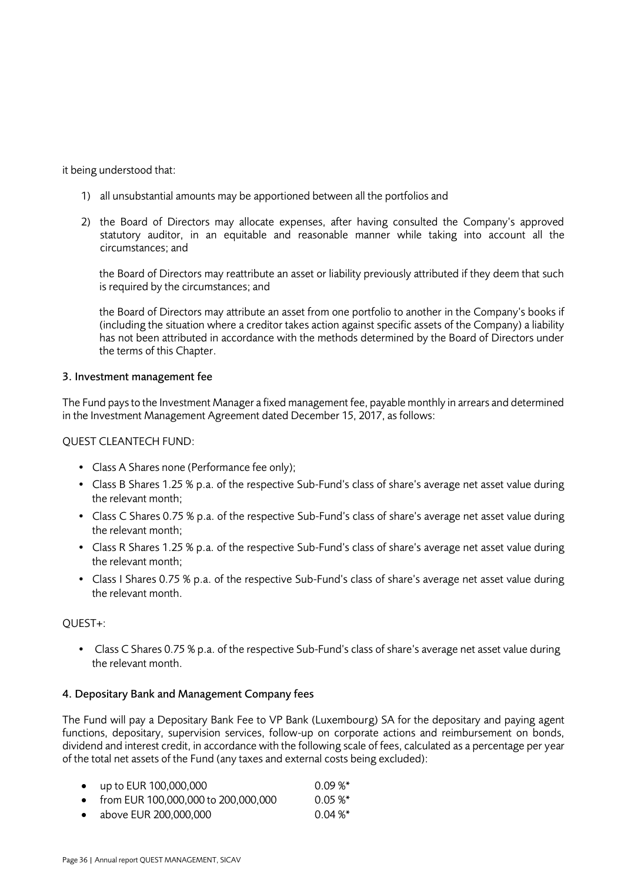it being understood that:

1) all unsubstantial amounts may be apportioned between all the portfolios and

2) the Board of Directors may allocate expenses, after having consulted the Company's approved statutory auditor, in an equitable and reasonable manner while taking into account all the circumstances; and

   the Board of Directors may reattribute an asset or liability previously attributed if they deem that such is required by the circumstances; and

   the Board of Directors may attribute an asset from one portfolio to another in the Company's books if (including the situation where a creditor takes action against specific assets of the Company) a liability has not been attributed in accordance with the methods determined by the Board of Directors under the terms of this Chapter.

### 3. Investment management fee

The Fund pays to the Investment Manager a fixed management fee, payable monthly in arrears and determined in the Investment Management Agreement dated December 15, 2017, as follows:

QUEST CLEANTECH FUND:

- Class A Shares none (Performance fee only);
- Class B Shares 1.25 % p.a. of the respective Sub-Fund's class of share's average net asset value during the relevant month;
- Class C Shares 0.75 % p.a. of the respective Sub-Fund's class of share's average net asset value during the relevant month;
- Class R Shares 1.25 % p.a. of the respective Sub-Fund's class of share's average net asset value during the relevant month;
- Class I Shares 0.75 % p.a. of the respective Sub-Fund's class of share's average net asset value during the relevant month.

QUEST+:

- Class C Shares 0.75 % p.a. of the respective Sub-Fund's class of share's average net asset value during the relevant month.

### 4. Depositary Bank and Management Company fees

The Fund will pay a Depositary Bank Fee to VP Bank (Luxembourg) SA for the depositary and paying agent functions, depositary, supervision services, follow-up on corporate actions and reimbursement on bonds, dividend and interest credit, in accordance with the following scale of fees, calculated as a percentage per year of the total net assets of the Fund (any taxes and external costs being excluded):

- up to EUR 100,000,000 0.09 %*
- from EUR 100,000,000 to 200,000,000 0.05 %*
- above EUR 200,000,000 0.04 %*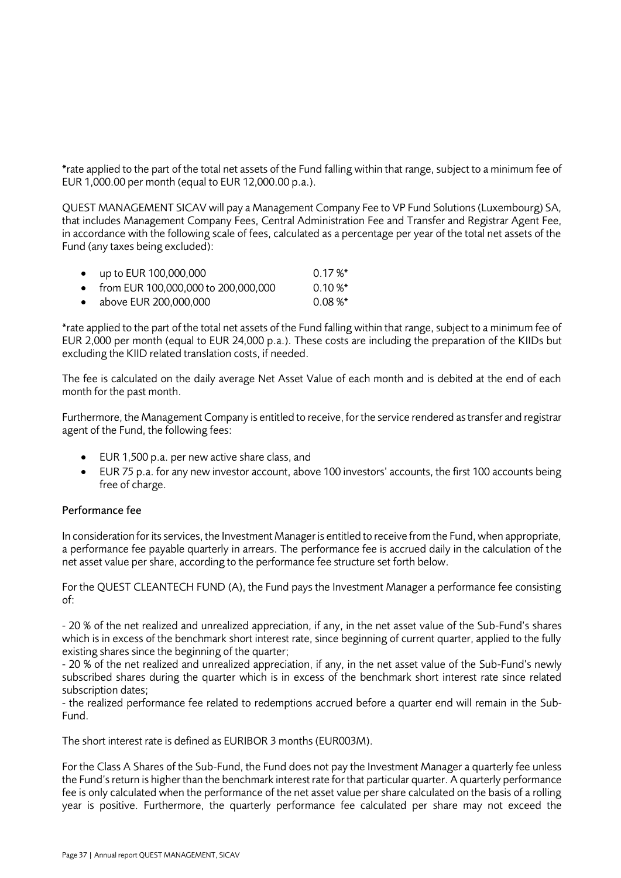*rate applied to the part of the total net assets of the Fund falling within that range, subject to a minimum fee of EUR 1,000.00 per month (equal to EUR 12,000.00 p.a.).

QUEST MANAGEMENT SICAV will pay a Management Company Fee to VP Fund Solutions (Luxembourg) SA, that includes Management Company Fees, Central Administration Fee and Transfer and Registrar Agent Fee, in accordance with the following scale of fees, calculated as a percentage per year of the total net assets of the Fund (any taxes being excluded):

- up to EUR 100,000,000 0.17 %*
- from EUR 100,000,000 to 200,000,000 0.10 %*
- above EUR 200,000,000 0.08 %*

*rate applied to the part of the total net assets of the Fund falling within that range, subject to a minimum fee of EUR 2,000 per month (equal to EUR 24,000 p.a.). These costs are including the preparation of the KIIDs but excluding the KIID related translation costs, if needed.

The fee is calculated on the daily average Net Asset Value of each month and is debited at the end of each month for the past month.

Furthermore, the Management Company is entitled to receive, for the service rendered as transfer and registrar agent of the Fund, the following fees:

- EUR 1,500 p.a. per new active share class, and
- EUR 75 p.a. for any new investor account, above 100 investors' accounts, the first 100 accounts being free of charge.

### Performance fee

In consideration for its services, the Investment Manager is entitled to receive from the Fund, when appropriate, a performance fee payable quarterly in arrears. The performance fee is accrued daily in the calculation of the net asset value per share, according to the performance fee structure set forth below.

For the QUEST CLEANTECH FUND (A), the Fund pays the Investment Manager a performance fee consisting of:

- 20 % of the net realized and unrealized appreciation, if any, in the net asset value of the Sub-Fund's shares which is in excess of the benchmark short interest rate, since beginning of current quarter, applied to the fully existing shares since the beginning of the quarter;
- 20 % of the net realized and unrealized appreciation, if any, in the net asset value of the Sub-Fund's newly subscribed shares during the quarter which is in excess of the benchmark short interest rate since related subscription dates;
- the realized performance fee related to redemptions accrued before a quarter end will remain in the Sub-Fund.

The short interest rate is defined as EURIBOR 3 months (EUR003M).

For the Class A Shares of the Sub-Fund, the Fund does not pay the Investment Manager a quarterly fee unless the Fund's return is higher than the benchmark interest rate for that particular quarter. A quarterly performance fee is only calculated when the performance of the net asset value per share calculated on the basis of a rolling year is positive. Furthermore, the quarterly performance fee calculated per share may not exceed the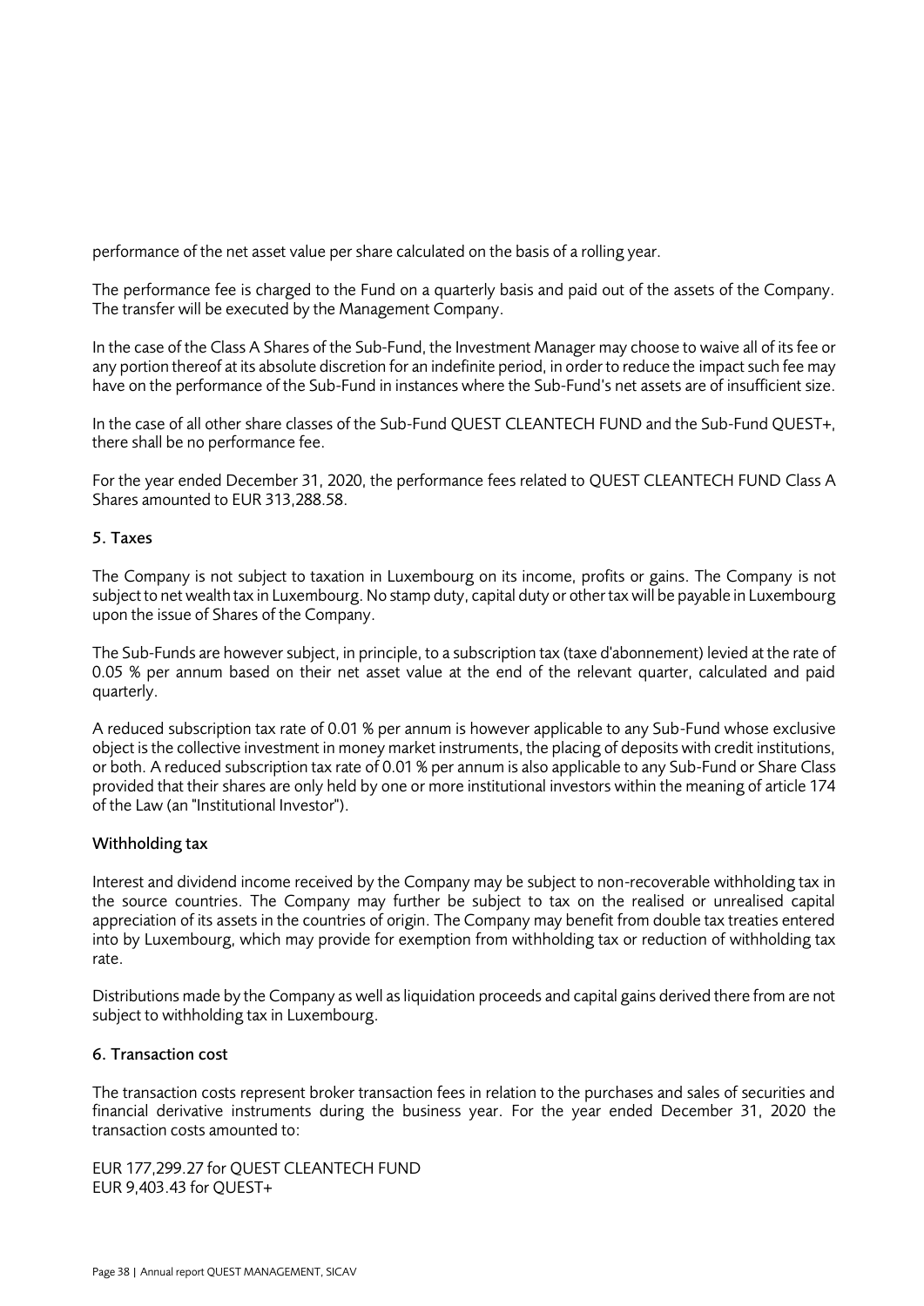performance of the net asset value per share calculated on the basis of a rolling year.

The performance fee is charged to the Fund on a quarterly basis and paid out of the assets of the Company. The transfer will be executed by the Management Company.

In the case of the Class A Shares of the Sub-Fund, the Investment Manager may choose to waive all of its fee or any portion thereof at its absolute discretion for an indefinite period, in order to reduce the impact such fee may have on the performance of the Sub-Fund in instances where the Sub-Fund's net assets are of insufficient size.

In the case of all other share classes of the Sub-Fund QUEST CLEANTECH FUND and the Sub-Fund QUEST+, there shall be no performance fee.

For the year ended December 31, 2020, the performance fees related to QUEST CLEANTECH FUND Class A Shares amounted to EUR 313,288.58.

## 5. Taxes

The Company is not subject to taxation in Luxembourg on its income, profits or gains. The Company is not subject to net wealth tax in Luxembourg. No stamp duty, capital duty or other tax will be payable in Luxembourg upon the issue of Shares of the Company.

The Sub-Funds are however subject, in principle, to a subscription tax (taxe d'abonnement) levied at the rate of 0.05 % per annum based on their net asset value at the end of the relevant quarter, calculated and paid quarterly.

A reduced subscription tax rate of 0.01 % per annum is however applicable to any Sub-Fund whose exclusive object is the collective investment in money market instruments, the placing of deposits with credit institutions, or both. A reduced subscription tax rate of 0.01 % per annum is also applicable to any Sub-Fund or Share Class provided that their shares are only held by one or more institutional investors within the meaning of article 174 of the Law (an "Institutional Investor").

### Withholding tax

Interest and dividend income received by the Company may be subject to non-recoverable withholding tax in the source countries. The Company may further be subject to tax on the realised or unrealised capital appreciation of its assets in the countries of origin. The Company may benefit from double tax treaties entered into by Luxembourg, which may provide for exemption from withholding tax or reduction of withholding tax rate.

Distributions made by the Company as well as liquidation proceeds and capital gains derived there from are not subject to withholding tax in Luxembourg.

## 6. Transaction cost

The transaction costs represent broker transaction fees in relation to the purchases and sales of securities and financial derivative instruments during the business year. For the year ended December 31, 2020 the transaction costs amounted to:

EUR 177,299.27 for QUEST CLEANTECH FUND
EUR 9,403.43 for QUEST+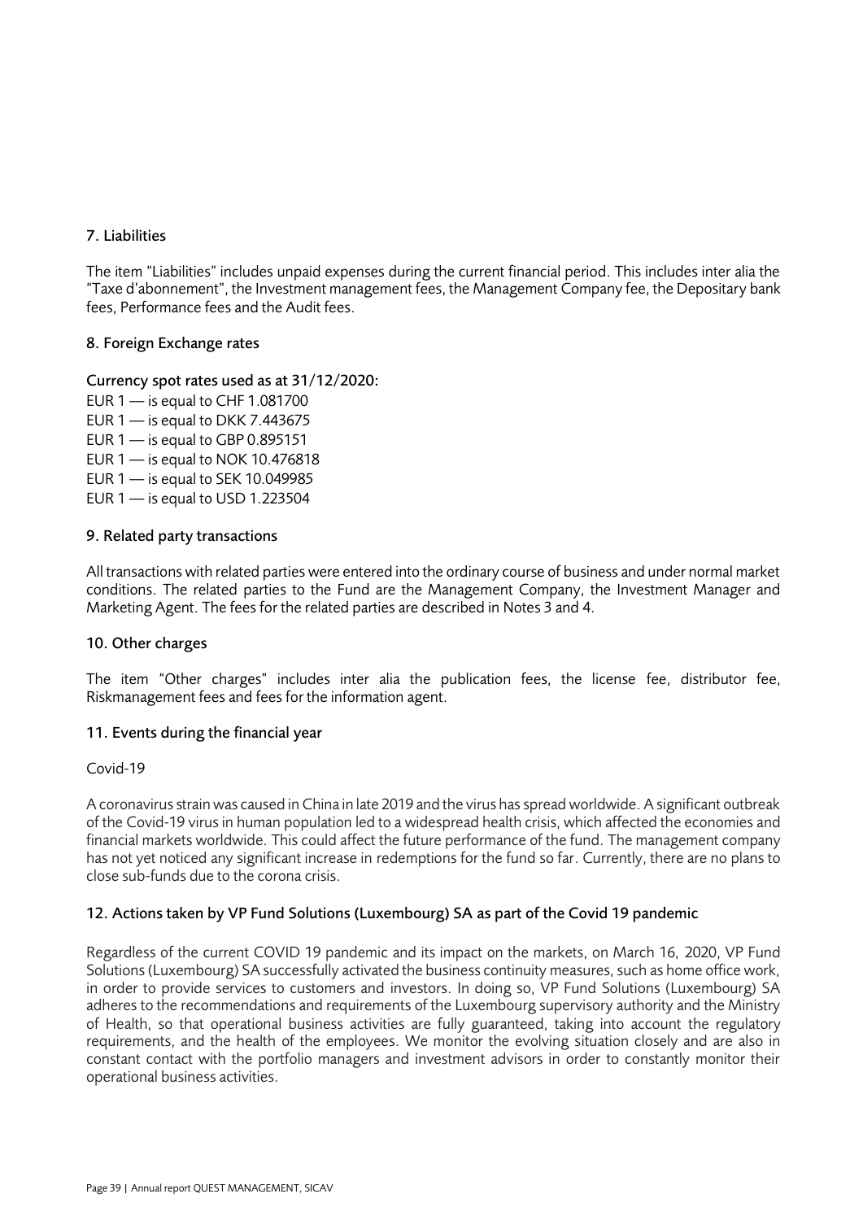## 7. Liabilities

The item "Liabilities" includes unpaid expenses during the current financial period. This includes inter alia the "Taxe d'abonnement", the Investment management fees, the Management Company fee, the Depositary bank fees, Performance fees and the Audit fees.

## 8. Foreign Exchange rates

### Currency spot rates used as at 31/12/2020:

EUR 1 — is equal to CHF 1.081700  
EUR 1 — is equal to DKK 7.443675  
EUR 1 — is equal to GBP 0.895151  
EUR 1 — is equal to NOK 10.476818  
EUR 1 — is equal to SEK 10.049985  
EUR 1 — is equal to USD 1.223504

## 9. Related party transactions

All transactions with related parties were entered into the ordinary course of business and under normal market conditions. The related parties to the Fund are the Management Company, the Investment Manager and Marketing Agent. The fees for the related parties are described in Notes 3 and 4.

## 10. Other charges

The item "Other charges" includes inter alia the publication fees, the license fee, distributor fee, Riskmanagement fees and fees for the information agent.

## 11. Events during the financial year

Covid-19

A coronavirus strain was caused in China in late 2019 and the virus has spread worldwide. A significant outbreak of the Covid-19 virus in human population led to a widespread health crisis, which affected the economies and financial markets worldwide. This could affect the future performance of the fund. The management company has not yet noticed any significant increase in redemptions for the fund so far. Currently, there are no plans to close sub-funds due to the corona crisis.

## 12. Actions taken by VP Fund Solutions (Luxembourg) SA as part of the Covid 19 pandemic

Regardless of the current COVID 19 pandemic and its impact on the markets, on March 16, 2020, VP Fund Solutions (Luxembourg) SA successfully activated the business continuity measures, such as home office work, in order to provide services to customers and investors. In doing so, VP Fund Solutions (Luxembourg) SA adheres to the recommendations and requirements of the Luxembourg supervisory authority and the Ministry of Health, so that operational business activities are fully guaranteed, taking into account the regulatory requirements, and the health of the employees. We monitor the evolving situation closely and are also in constant contact with the portfolio managers and investment advisors in order to constantly monitor their operational business activities.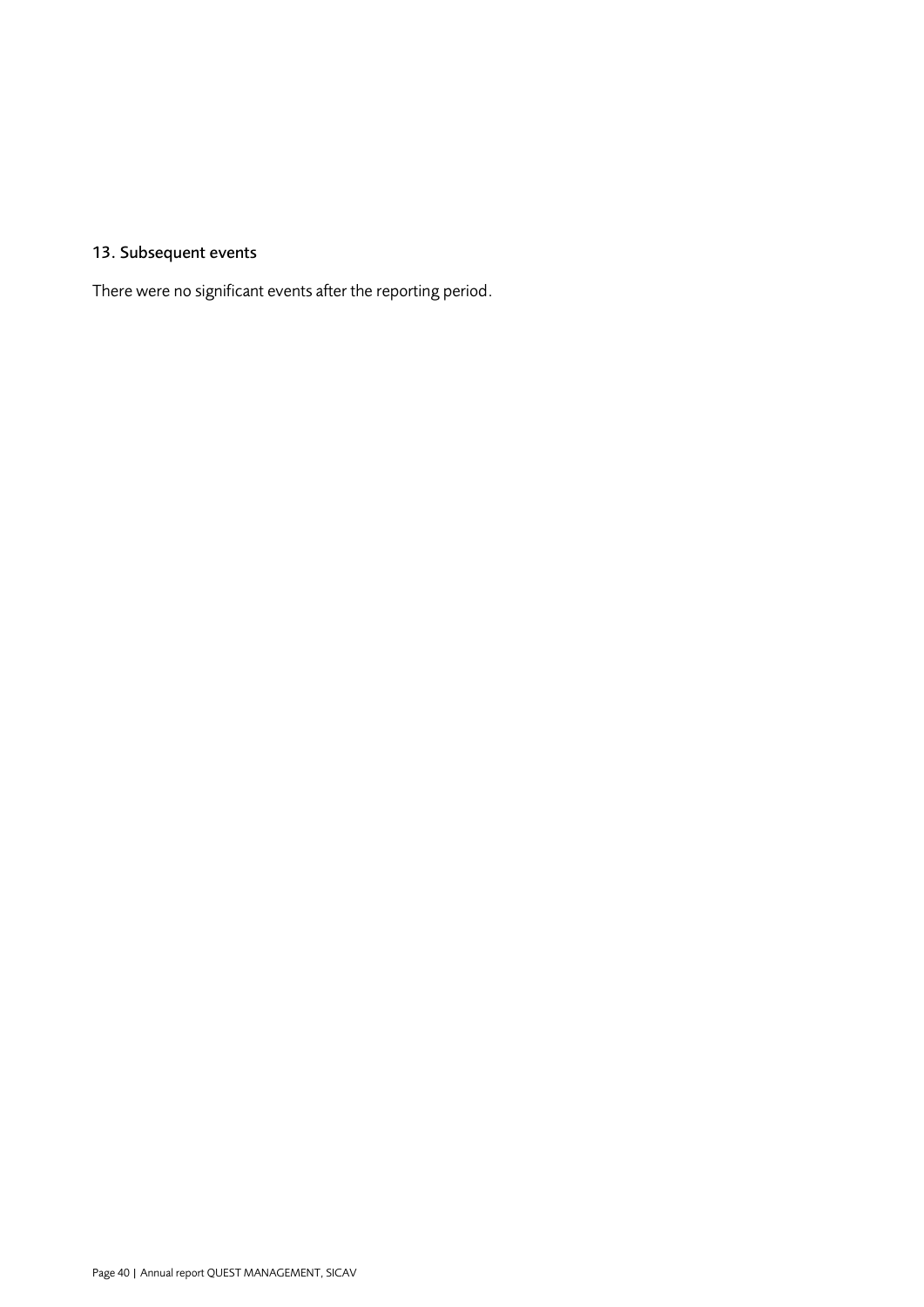## 13. Subsequent events

There were no significant events after the reporting period.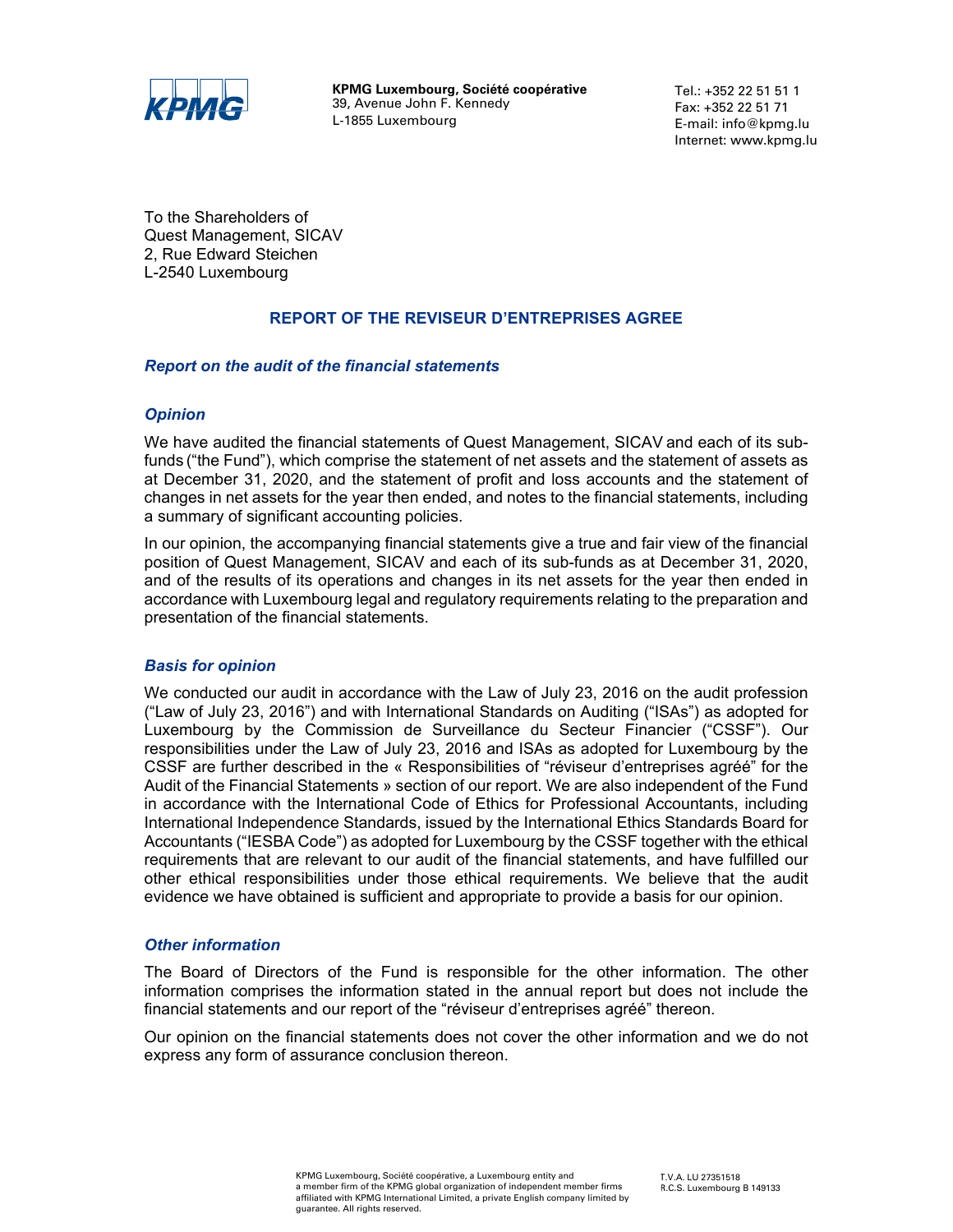**KPMG Luxembourg, Société coopérative**
39, Avenue John F. Kennedy
L-1855 Luxembourg

Tel.: +352 22 51 51 1
Fax: +352 22 51 71
E-mail: info@kpmg.lu
Internet: www.kpmg.lu

To the Shareholders of
Quest Management, SICAV
2, Rue Edward Steichen
L-2540 Luxembourg

## REPORT OF THE REVISEUR D'ENTREPRISES AGREE

### *Report on the audit of the financial statements*

### *Opinion*

We have audited the financial statements of Quest Management, SICAV and each of its sub-funds ("the Fund"), which comprise the statement of net assets and the statement of assets as at December 31, 2020, and the statement of profit and loss accounts and the statement of changes in net assets for the year then ended, and notes to the financial statements, including a summary of significant accounting policies.

In our opinion, the accompanying financial statements give a true and fair view of the financial position of Quest Management, SICAV and each of its sub-funds as at December 31, 2020, and of the results of its operations and changes in its net assets for the year then ended in accordance with Luxembourg legal and regulatory requirements relating to the preparation and presentation of the financial statements.

### *Basis for opinion*

We conducted our audit in accordance with the Law of July 23, 2016 on the audit profession ("Law of July 23, 2016") and with International Standards on Auditing ("ISAs") as adopted for Luxembourg by the Commission de Surveillance du Secteur Financier ("CSSF"). Our responsibilities under the Law of July 23, 2016 and ISAs as adopted for Luxembourg by the CSSF are further described in the « Responsibilities of "réviseur d'entreprises agréé" for the Audit of the Financial Statements » section of our report. We are also independent of the Fund in accordance with the International Code of Ethics for Professional Accountants, including International Independence Standards, issued by the International Ethics Standards Board for Accountants ("IESBA Code") as adopted for Luxembourg by the CSSF together with the ethical requirements that are relevant to our audit of the financial statements, and have fulfilled our other ethical responsibilities under those ethical requirements. We believe that the audit evidence we have obtained is sufficient and appropriate to provide a basis for our opinion.

### *Other information*

The Board of Directors of the Fund is responsible for the other information. The other information comprises the information stated in the annual report but does not include the financial statements and our report of the "réviseur d'entreprises agréé" thereon.

Our opinion on the financial statements does not cover the other information and we do not express any form of assurance conclusion thereon.

KPMG Luxembourg, Société coopérative, a Luxembourg entity and a member firm of the KPMG global organization of independent member firms affiliated with KPMG International Limited, a private English company limited by guarantee. All rights reserved.

T.V.A. LU 27351518
R.C.S. Luxembourg B 149133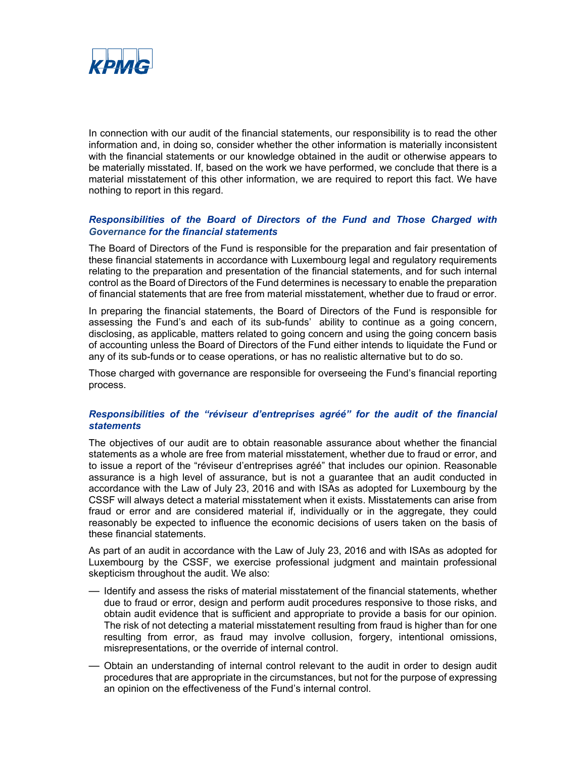In connection with our audit of the financial statements, our responsibility is to read the other information and, in doing so, consider whether the other information is materially inconsistent with the financial statements or our knowledge obtained in the audit or otherwise appears to be materially misstated. If, based on the work we have performed, we conclude that there is a material misstatement of this other information, we are required to report this fact. We have nothing to report in this regard.

### *Responsibilities of the Board of Directors of the Fund and Those Charged with Governance for the financial statements*

The Board of Directors of the Fund is responsible for the preparation and fair presentation of these financial statements in accordance with Luxembourg legal and regulatory requirements relating to the preparation and presentation of the financial statements, and for such internal control as the Board of Directors of the Fund determines is necessary to enable the preparation of financial statements that are free from material misstatement, whether due to fraud or error.

In preparing the financial statements, the Board of Directors of the Fund is responsible for assessing the Fund's and each of its sub-funds' ability to continue as a going concern, disclosing, as applicable, matters related to going concern and using the going concern basis of accounting unless the Board of Directors of the Fund either intends to liquidate the Fund or any of its sub-funds or to cease operations, or has no realistic alternative but to do so.

Those charged with governance are responsible for overseeing the Fund's financial reporting process.

### *Responsibilities of the "réviseur d'entreprises agréé" for the audit of the financial statements*

The objectives of our audit are to obtain reasonable assurance about whether the financial statements as a whole are free from material misstatement, whether due to fraud or error, and to issue a report of the "réviseur d'entreprises agréé" that includes our opinion. Reasonable assurance is a high level of assurance, but is not a guarantee that an audit conducted in accordance with the Law of July 23, 2016 and with ISAs as adopted for Luxembourg by the CSSF will always detect a material misstatement when it exists. Misstatements can arise from fraud or error and are considered material if, individually or in the aggregate, they could reasonably be expected to influence the economic decisions of users taken on the basis of these financial statements.

As part of an audit in accordance with the Law of July 23, 2016 and with ISAs as adopted for Luxembourg by the CSSF, we exercise professional judgment and maintain professional skepticism throughout the audit. We also:

- Identify and assess the risks of material misstatement of the financial statements, whether due to fraud or error, design and perform audit procedures responsive to those risks, and obtain audit evidence that is sufficient and appropriate to provide a basis for our opinion. The risk of not detecting a material misstatement resulting from fraud is higher than for one resulting from error, as fraud may involve collusion, forgery, intentional omissions, misrepresentations, or the override of internal control.
- Obtain an understanding of internal control relevant to the audit in order to design audit procedures that are appropriate in the circumstances, but not for the purpose of expressing an opinion on the effectiveness of the Fund's internal control.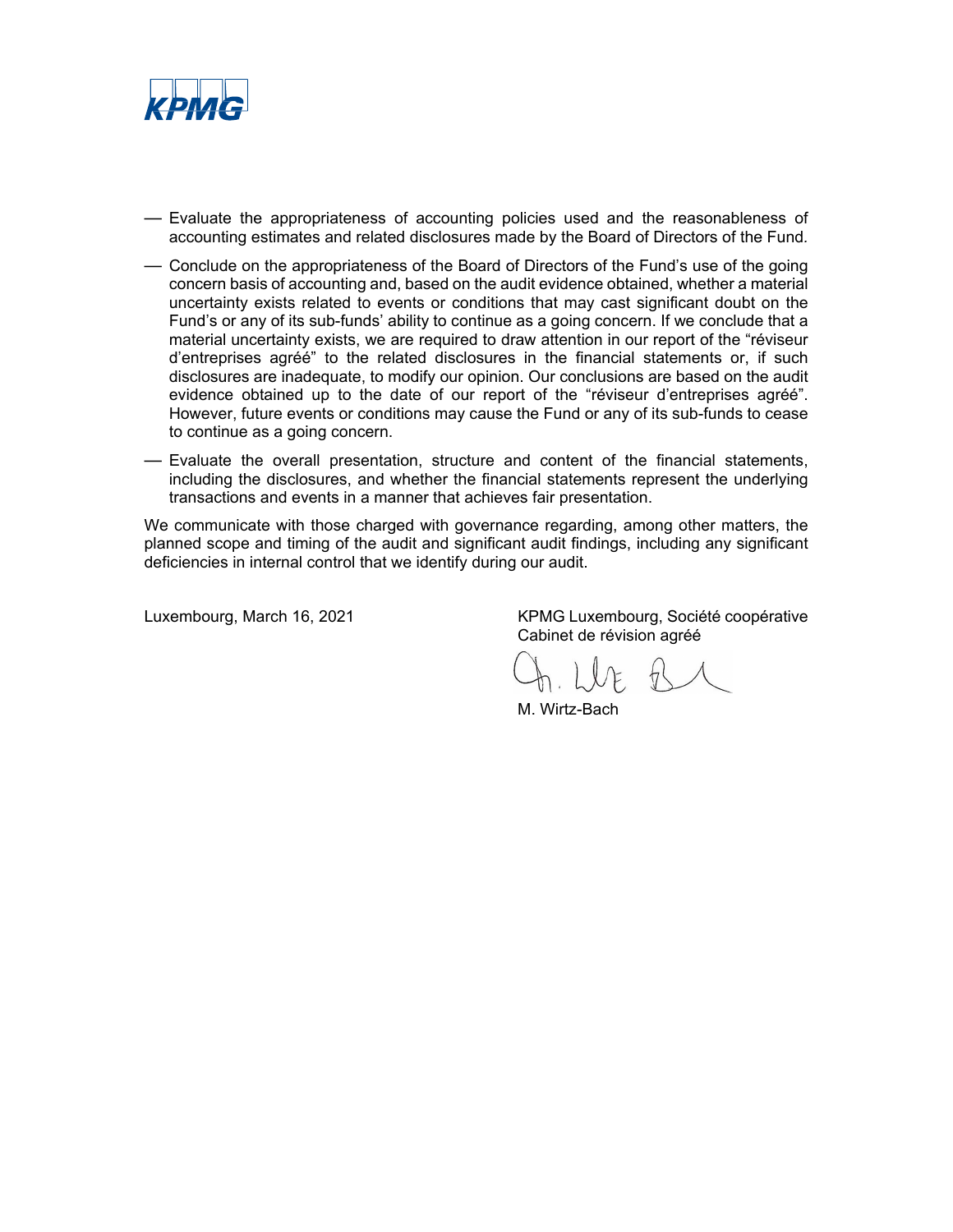— Evaluate the appropriateness of accounting policies used and the reasonableness of accounting estimates and related disclosures made by the Board of Directors of the Fund.

— Conclude on the appropriateness of the Board of Directors of the Fund's use of the going concern basis of accounting and, based on the audit evidence obtained, whether a material uncertainty exists related to events or conditions that may cast significant doubt on the Fund's or any of its sub-funds' ability to continue as a going concern. If we conclude that a material uncertainty exists, we are required to draw attention in our report of the "réviseur d'entreprises agréé" to the related disclosures in the financial statements or, if such disclosures are inadequate, to modify our opinion. Our conclusions are based on the audit evidence obtained up to the date of our report of the "réviseur d'entreprises agréé". However, future events or conditions may cause the Fund or any of its sub-funds to cease to continue as a going concern.

— Evaluate the overall presentation, structure and content of the financial statements, including the disclosures, and whether the financial statements represent the underlying transactions and events in a manner that achieves fair presentation.

We communicate with those charged with governance regarding, among other matters, the planned scope and timing of the audit and significant audit findings, including any significant deficiencies in internal control that we identify during our audit.

Luxembourg, March 16, 2021

KPMG Luxembourg, Société coopérative
Cabinet de révision agréé

M. Wirtz-Bach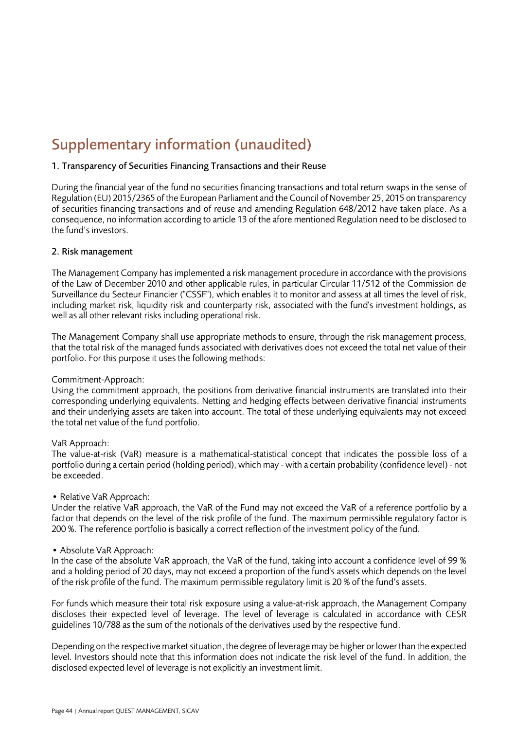# Supplementary information (unaudited)

## 1. Transparency of Securities Financing Transactions and their Reuse

During the financial year of the fund no securities financing transactions and total return swaps in the sense of Regulation (EU) 2015/2365 of the European Parliament and the Council of November 25, 2015 on transparency of securities financing transactions and of reuse and amending Regulation 648/2012 have taken place. As a consequence, no information according to article 13 of the afore mentioned Regulation need to be disclosed to the fund's investors.

## 2. Risk management

The Management Company has implemented a risk management procedure in accordance with the provisions of the Law of December 2010 and other applicable rules, in particular Circular 11/512 of the Commission de Surveillance du Secteur Financier ("CSSF"), which enables it to monitor and assess at all times the level of risk, including market risk, liquidity risk and counterparty risk, associated with the fund's investment holdings, as well as all other relevant risks including operational risk.

The Management Company shall use appropriate methods to ensure, through the risk management process, that the total risk of the managed funds associated with derivatives does not exceed the total net value of their portfolio. For this purpose it uses the following methods:

Commitment-Approach:
Using the commitment approach, the positions from derivative financial instruments are translated into their corresponding underlying equivalents. Netting and hedging effects between derivative financial instruments and their underlying assets are taken into account. The total of these underlying equivalents may not exceed the total net value of the fund portfolio.

VaR Approach:
The value-at-risk (VaR) measure is a mathematical-statistical concept that indicates the possible loss of a portfolio during a certain period (holding period), which may - with a certain probability (confidence level) - not be exceeded.

- Relative VaR Approach:

Under the relative VaR approach, the VaR of the Fund may not exceed the VaR of a reference portfolio by a factor that depends on the level of the risk profile of the fund. The maximum permissible regulatory factor is 200 %. The reference portfolio is basically a correct reflection of the investment policy of the fund.

- Absolute VaR Approach:

In the case of the absolute VaR approach, the VaR of the fund, taking into account a confidence level of 99 % and a holding period of 20 days, may not exceed a proportion of the fund's assets which depends on the level of the risk profile of the fund. The maximum permissible regulatory limit is 20 % of the fund's assets.

For funds which measure their total risk exposure using a value-at-risk approach, the Management Company discloses their expected level of leverage. The level of leverage is calculated in accordance with CESR guidelines 10/788 as the sum of the notionals of the derivatives used by the respective fund.

Depending on the respective market situation, the degree of leverage may be higher or lower than the expected level. Investors should note that this information does not indicate the risk level of the fund. In addition, the disclosed expected level of leverage is not explicitly an investment limit.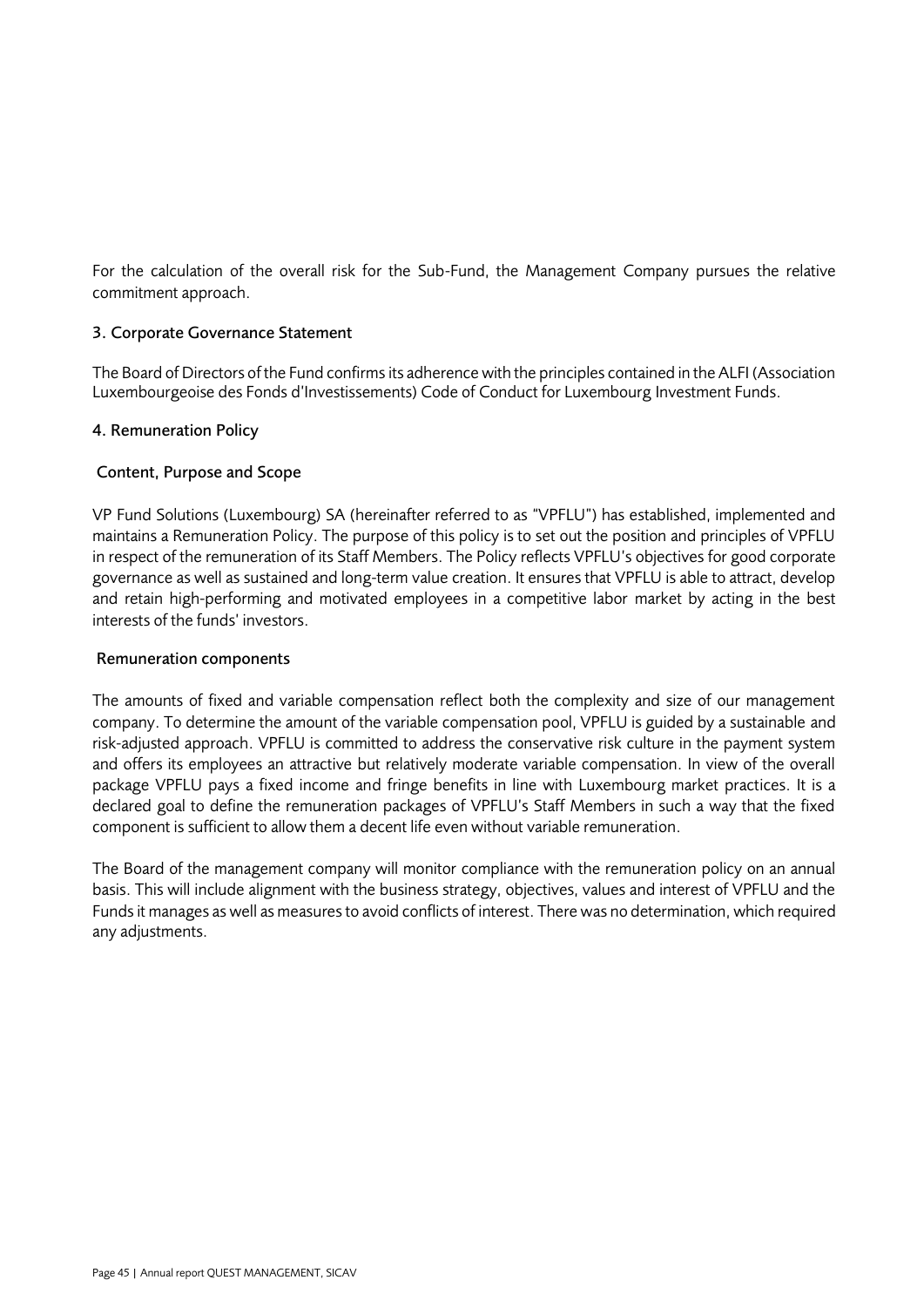For the calculation of the overall risk for the Sub-Fund, the Management Company pursues the relative commitment approach.

## 3. Corporate Governance Statement

The Board of Directors of the Fund confirms its adherence with the principles contained in the ALFI (Association Luxembourgeoise des Fonds d'Investissements) Code of Conduct for Luxembourg Investment Funds.

## 4. Remuneration Policy

### Content, Purpose and Scope

VP Fund Solutions (Luxembourg) SA (hereinafter referred to as "VPFLU") has established, implemented and maintains a Remuneration Policy. The purpose of this policy is to set out the position and principles of VPFLU in respect of the remuneration of its Staff Members. The Policy reflects VPFLU's objectives for good corporate governance as well as sustained and long-term value creation. It ensures that VPFLU is able to attract, develop and retain high-performing and motivated employees in a competitive labor market by acting in the best interests of the funds' investors.

### Remuneration components

The amounts of fixed and variable compensation reflect both the complexity and size of our management company. To determine the amount of the variable compensation pool, VPFLU is guided by a sustainable and risk-adjusted approach. VPFLU is committed to address the conservative risk culture in the payment system and offers its employees an attractive but relatively moderate variable compensation. In view of the overall package VPFLU pays a fixed income and fringe benefits in line with Luxembourg market practices. It is a declared goal to define the remuneration packages of VPFLU's Staff Members in such a way that the fixed component is sufficient to allow them a decent life even without variable remuneration.

The Board of the management company will monitor compliance with the remuneration policy on an annual basis. This will include alignment with the business strategy, objectives, values and interest of VPFLU and the Funds it manages as well as measures to avoid conflicts of interest. There was no determination, which required any adjustments.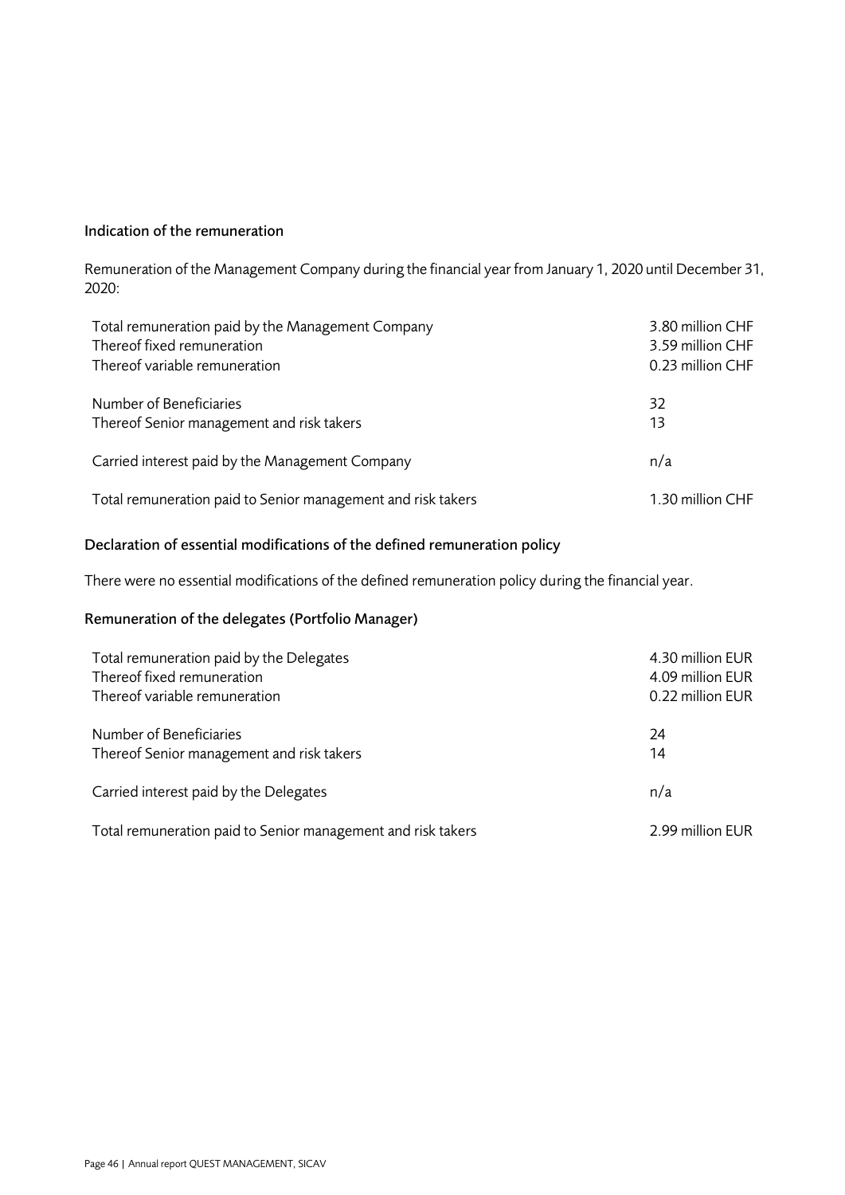### Indication of the remuneration

Remuneration of the Management Company during the financial year from January 1, 2020 until December 31, 2020:

| | |
|---|---|
| Total remuneration paid by the Management Company | 3.80 million CHF |
| Thereof fixed remuneration | 3.59 million CHF |
| Thereof variable remuneration | 0.23 million CHF |
| Number of Beneficiaries | 32 |
| Thereof Senior management and risk takers | 13 |
| Carried interest paid by the Management Company | n/a |
| Total remuneration paid to Senior management and risk takers | 1.30 million CHF |

### Declaration of essential modifications of the defined remuneration policy

There were no essential modifications of the defined remuneration policy during the financial year.

### Remuneration of the delegates (Portfolio Manager)

| | |
|---|---|
| Total remuneration paid by the Delegates | 4.30 million EUR |
| Thereof fixed remuneration | 4.09 million EUR |
| Thereof variable remuneration | 0.22 million EUR |
| Number of Beneficiaries | 24 |
| Thereof Senior management and risk takers | 14 |
| Carried interest paid by the Delegates | n/a |
| Total remuneration paid to Senior management and risk takers | 2.99 million EUR |